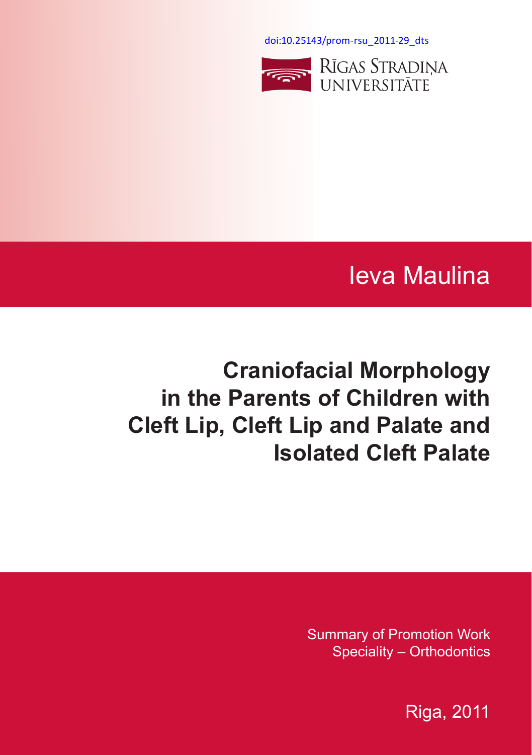doi:10.25143/prom-rsu_2011-29_dts

RĪGAS STRADIŅA UNIVERSITĀTE

Ieva Maulina

# Craniofacial Morphology in the Parents of Children with Cleft Lip, Cleft Lip and Palate and Isolated Cleft Palate

Summary of Promotion Work
Speciality – Orthodontics

Riga, 2011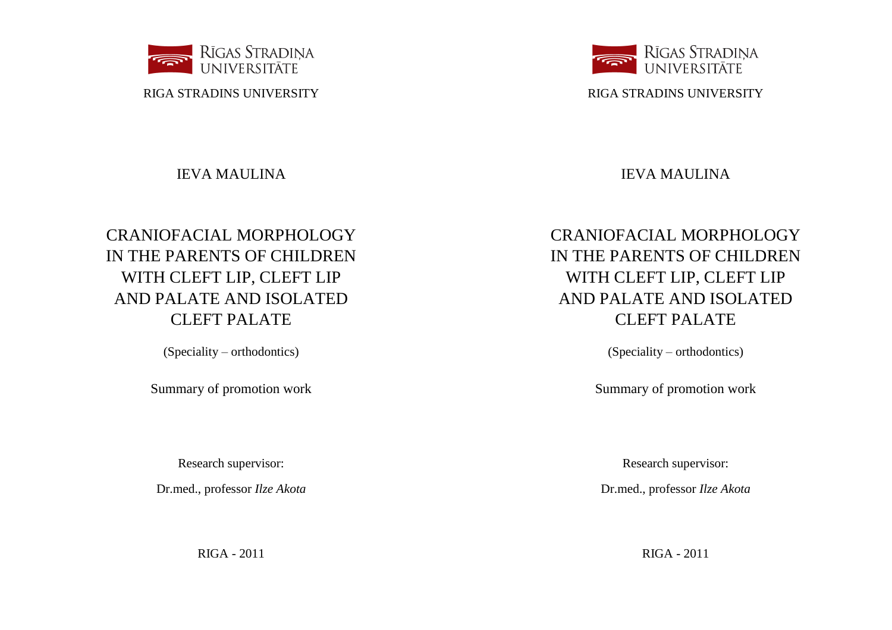RĪGAS STRADIŅA UNIVERSITĀTE

RIGA STRADINS UNIVERSITY

IEVA MAULINA

# CRANIOFACIAL MORPHOLOGY IN THE PARENTS OF CHILDREN WITH CLEFT LIP, CLEFT LIP AND PALATE AND ISOLATED CLEFT PALATE

(Speciality – orthodontics)

Summary of promotion work

Research supervisor:

Dr.med., professor *Ilze Akota*

RIGA - 2011

RĪGAS STRADIŅA UNIVERSITĀTE

RIGA STRADINS UNIVERSITY

IEVA MAULINA

# CRANIOFACIAL MORPHOLOGY IN THE PARENTS OF CHILDREN WITH CLEFT LIP, CLEFT LIP AND PALATE AND ISOLATED CLEFT PALATE

(Speciality – orthodontics)

Summary of promotion work

Research supervisor:

Dr.med., professor *Ilze Akota*

RIGA - 2011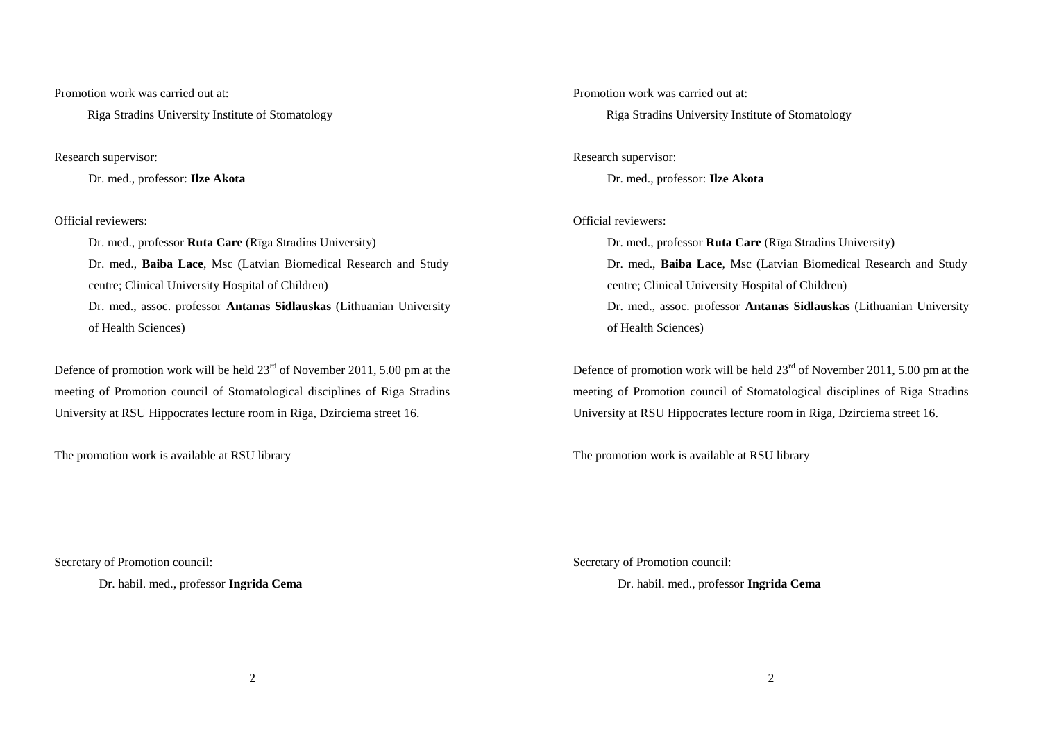Promotion work was carried out at:

Riga Stradins University Institute of Stomatology

Research supervisor:

Dr. med., professor: **Ilze Akota**

Official reviewers:

Dr. med., professor **Ruta Care** (Rīga Stradins University)

Dr. med., **Baiba Lace**, Msc (Latvian Biomedical Research and Study centre; Clinical University Hospital of Children)

Dr. med., assoc. professor **Antanas Sidlauskas** (Lithuanian University of Health Sciences)

Defence of promotion work will be held 23rd of November 2011, 5.00 pm at the meeting of Promotion council of Stomatological disciplines of Riga Stradins University at RSU Hippocrates lecture room in Riga, Dzirciema street 16.

The promotion work is available at RSU library

Secretary of Promotion council:

Dr. habil. med., professor **Ingrida Cema**

Promotion work was carried out at:

Riga Stradins University Institute of Stomatology

Research supervisor:

Dr. med., professor: **Ilze Akota**

Official reviewers:

Dr. med., professor **Ruta Care** (Rīga Stradins University)

Dr. med., **Baiba Lace**, Msc (Latvian Biomedical Research and Study centre; Clinical University Hospital of Children)

Dr. med., assoc. professor **Antanas Sidlauskas** (Lithuanian University of Health Sciences)

Defence of promotion work will be held 23rd of November 2011, 5.00 pm at the meeting of Promotion council of Stomatological disciplines of Riga Stradins University at RSU Hippocrates lecture room in Riga, Dzirciema street 16.

The promotion work is available at RSU library

Secretary of Promotion council:

Dr. habil. med., professor **Ingrida Cema**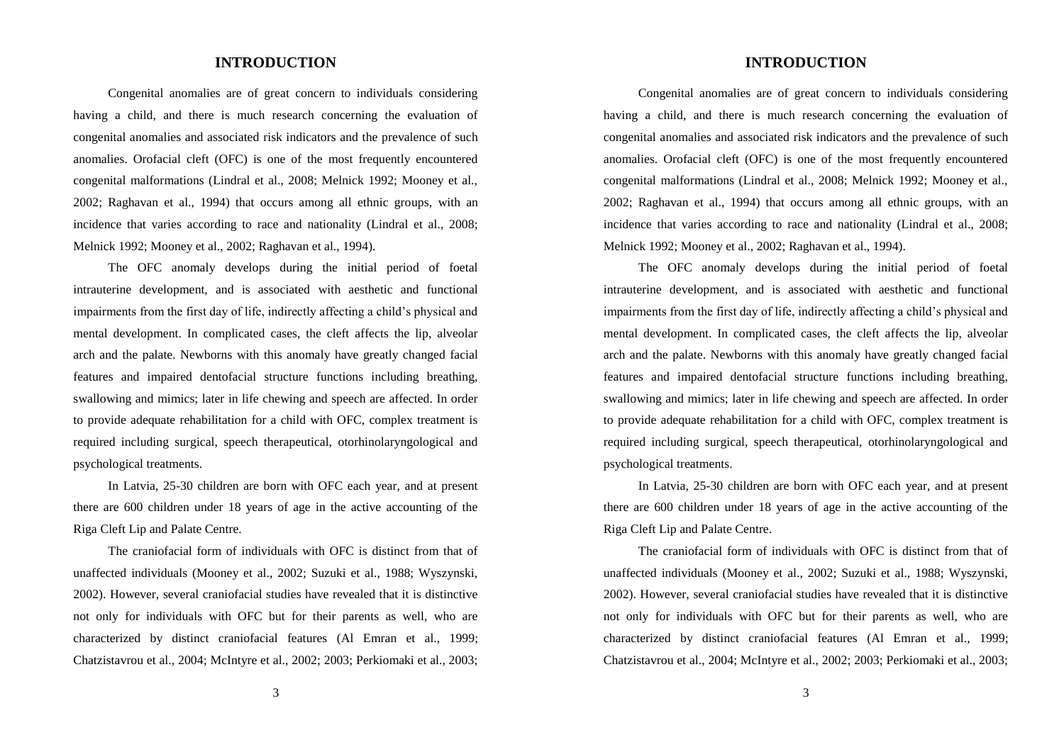# INTRODUCTION

Congenital anomalies are of great concern to individuals considering having a child, and there is much research concerning the evaluation of congenital anomalies and associated risk indicators and the prevalence of such anomalies. Orofacial cleft (OFC) is one of the most frequently encountered congenital malformations (Lindral et al., 2008; Melnick 1992; Mooney et al., 2002; Raghavan et al., 1994) that occurs among all ethnic groups, with an incidence that varies according to race and nationality (Lindral et al., 2008; Melnick 1992; Mooney et al., 2002; Raghavan et al., 1994).

The OFC anomaly develops during the initial period of foetal intrauterine development, and is associated with aesthetic and functional impairments from the first day of life, indirectly affecting a child's physical and mental development. In complicated cases, the cleft affects the lip, alveolar arch and the palate. Newborns with this anomaly have greatly changed facial features and impaired dentofacial structure functions including breathing, swallowing and mimics; later in life chewing and speech are affected. In order to provide adequate rehabilitation for a child with OFC, complex treatment is required including surgical, speech therapeutical, otorhinolaryngological and psychological treatments.

In Latvia, 25-30 children are born with OFC each year, and at present there are 600 children under 18 years of age in the active accounting of the Riga Cleft Lip and Palate Centre.

The craniofacial form of individuals with OFC is distinct from that of unaffected individuals (Mooney et al., 2002; Suzuki et al., 1988; Wyszynski, 2002). However, several craniofacial studies have revealed that it is distinctive not only for individuals with OFC but for their parents as well, who are characterized by distinct craniofacial features (Al Emran et al., 1999; Chatzistavrou et al., 2004; McIntyre et al., 2002; 2003; Perkiomaki et al., 2003;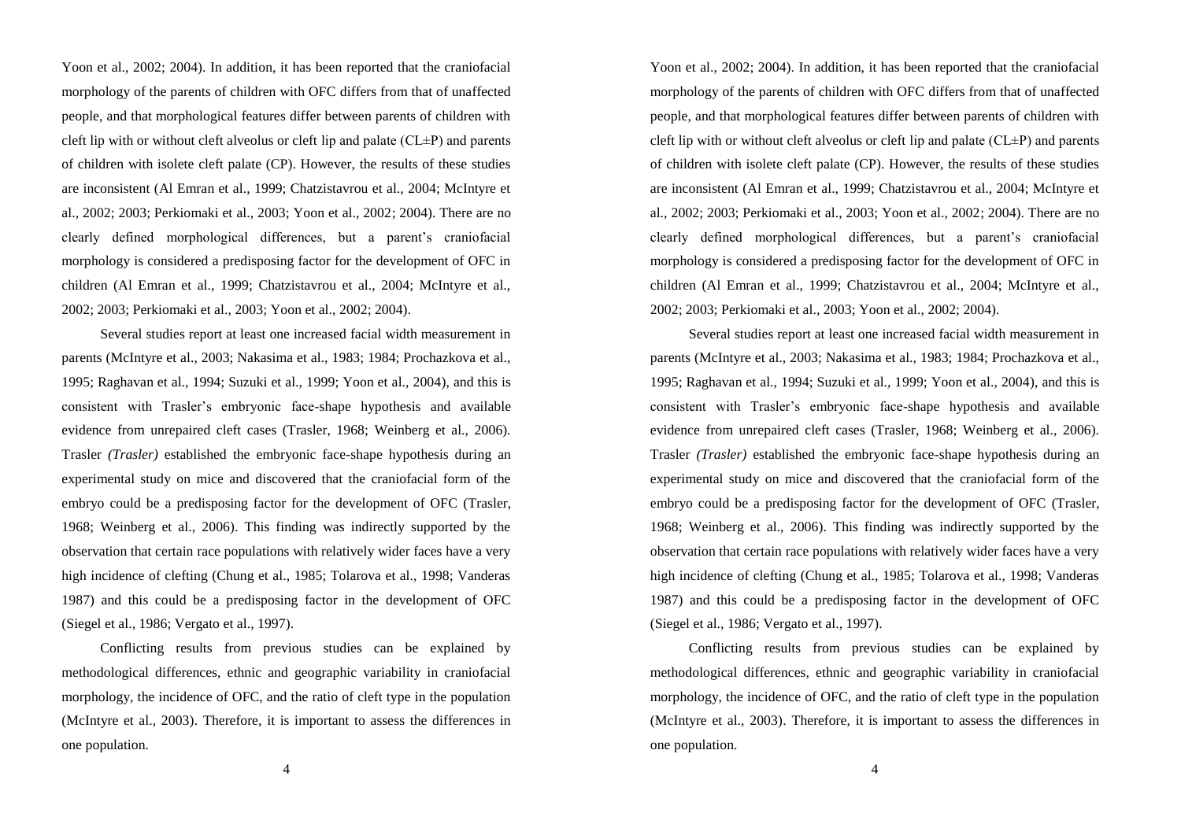Yoon et al., 2002; 2004). In addition, it has been reported that the craniofacial morphology of the parents of children with OFC differs from that of unaffected people, and that morphological features differ between parents of children with cleft lip with or without cleft alveolus or cleft lip and palate (CL±P) and parents of children with isolete cleft palate (CP). However, the results of these studies are inconsistent (Al Emran et al., 1999; Chatzistavrou et al., 2004; McIntyre et al., 2002; 2003; Perkiomaki et al., 2003; Yoon et al., 2002; 2004). There are no clearly defined morphological differences, but a parent's craniofacial morphology is considered a predisposing factor for the development of OFC in children (Al Emran et al., 1999; Chatzistavrou et al., 2004; McIntyre et al., 2002; 2003; Perkiomaki et al., 2003; Yoon et al., 2002; 2004).

Several studies report at least one increased facial width measurement in parents (McIntyre et al., 2003; Nakasima et al., 1983; 1984; Prochazkova et al., 1995; Raghavan et al., 1994; Suzuki et al., 1999; Yoon et al., 2004), and this is consistent with Trasler's embryonic face-shape hypothesis and available evidence from unrepaired cleft cases (Trasler, 1968; Weinberg et al., 2006). Trasler *(Trasler)* established the embryonic face-shape hypothesis during an experimental study on mice and discovered that the craniofacial form of the embryo could be a predisposing factor for the development of OFC (Trasler, 1968; Weinberg et al., 2006). This finding was indirectly supported by the observation that certain race populations with relatively wider faces have a very high incidence of clefting (Chung et al., 1985; Tolarova et al., 1998; Vanderas 1987) and this could be a predisposing factor in the development of OFC (Siegel et al., 1986; Vergato et al., 1997).

Conflicting results from previous studies can be explained by methodological differences, ethnic and geographic variability in craniofacial morphology, the incidence of OFC, and the ratio of cleft type in the population (McIntyre et al., 2003). Therefore, it is important to assess the differences in one population.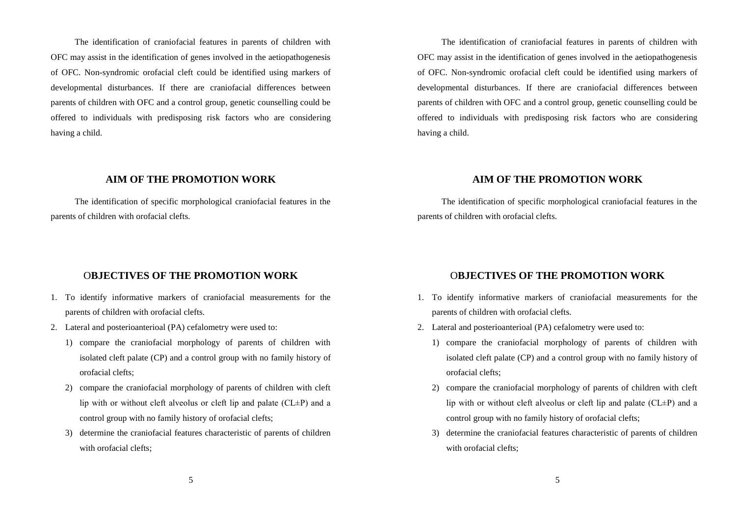The identification of craniofacial features in parents of children with OFC may assist in the identification of genes involved in the aetiopathogenesis of OFC. Non-syndromic orofacial cleft could be identified using markers of developmental disturbances. If there are craniofacial differences between parents of children with OFC and a control group, genetic counselling could be offered to individuals with predisposing risk factors who are considering having a child.

## AIM OF THE PROMOTION WORK

The identification of specific morphological craniofacial features in the parents of children with orofacial clefts.

## OBJECTIVES OF THE PROMOTION WORK

1. To identify informative markers of craniofacial measurements for the parents of children with orofacial clefts.
2. Lateral and posterioanterioal (PA) cefalometry were used to:
   1) compare the craniofacial morphology of parents of children with isolated cleft palate (CP) and a control group with no family history of orofacial clefts;
   2) compare the craniofacial morphology of parents of children with cleft lip with or without cleft alveolus or cleft lip and palate (CL±P) and a control group with no family history of orofacial clefts;
   3) determine the craniofacial features characteristic of parents of children with orofacial clefts;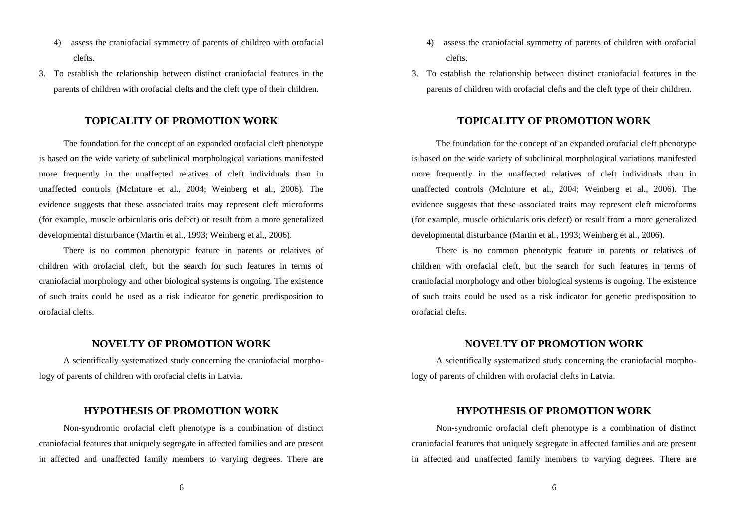4) assess the craniofacial symmetry of parents of children with orofacial clefts.

3. To establish the relationship between distinct craniofacial features in the parents of children with orofacial clefts and the cleft type of their children.

## TOPICALITY OF PROMOTION WORK

The foundation for the concept of an expanded orofacial cleft phenotype is based on the wide variety of subclinical morphological variations manifested more frequently in the unaffected relatives of cleft individuals than in unaffected controls (McInture et al., 2004; Weinberg et al., 2006). The evidence suggests that these associated traits may represent cleft microforms (for example, muscle orbicularis oris defect) or result from a more generalized developmental disturbance (Martin et al., 1993; Weinberg et al., 2006).

There is no common phenotypic feature in parents or relatives of children with orofacial cleft, but the search for such features in terms of craniofacial morphology and other biological systems is ongoing. The existence of such traits could be used as a risk indicator for genetic predisposition to orofacial clefts.

## NOVELTY OF PROMOTION WORK

A scientifically systematized study concerning the craniofacial morphology of parents of children with orofacial clefts in Latvia.

## HYPOTHESIS OF PROMOTION WORK

Non-syndromic orofacial cleft phenotype is a combination of distinct craniofacial features that uniquely segregate in affected families and are present in affected and unaffected family members to varying degrees. There are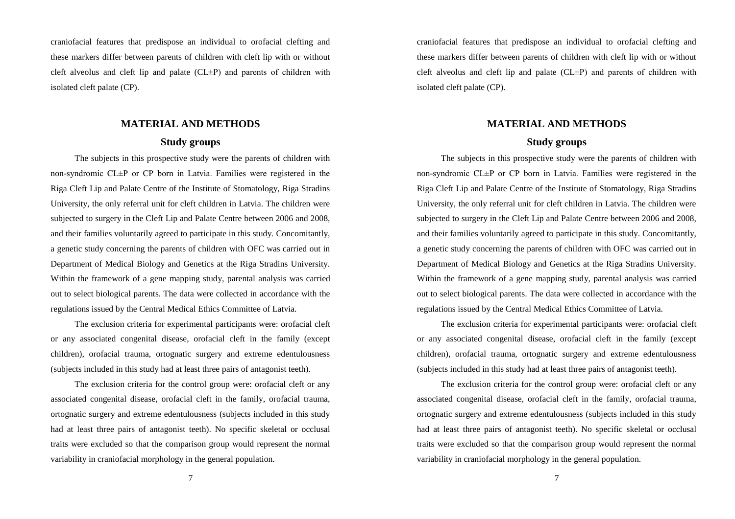craniofacial features that predispose an individual to orofacial clefting and these markers differ between parents of children with cleft lip with or without cleft alveolus and cleft lip and palate (CL±P) and parents of children with isolated cleft palate (CP).

## MATERIAL AND METHODS

### Study groups

The subjects in this prospective study were the parents of children with non-syndromic CL±P or CP born in Latvia. Families were registered in the Riga Cleft Lip and Palate Centre of the Institute of Stomatology, Riga Stradins University, the only referral unit for cleft children in Latvia. The children were subjected to surgery in the Cleft Lip and Palate Centre between 2006 and 2008, and their families voluntarily agreed to participate in this study. Concomitantly, a genetic study concerning the parents of children with OFC was carried out in Department of Medical Biology and Genetics at the Riga Stradins University. Within the framework of a gene mapping study, parental analysis was carried out to select biological parents. The data were collected in accordance with the regulations issued by the Central Medical Ethics Committee of Latvia.

The exclusion criteria for experimental participants were: orofacial cleft or any associated congenital disease, orofacial cleft in the family (except children), orofacial trauma, ortognatic surgery and extreme edentulousness (subjects included in this study had at least three pairs of antagonist teeth).

The exclusion criteria for the control group were: orofacial cleft or any associated congenital disease, orofacial cleft in the family, orofacial trauma, ortognatic surgery and extreme edentulousness (subjects included in this study had at least three pairs of antagonist teeth). No specific skeletal or occlusal traits were excluded so that the comparison group would represent the normal variability in craniofacial morphology in the general population.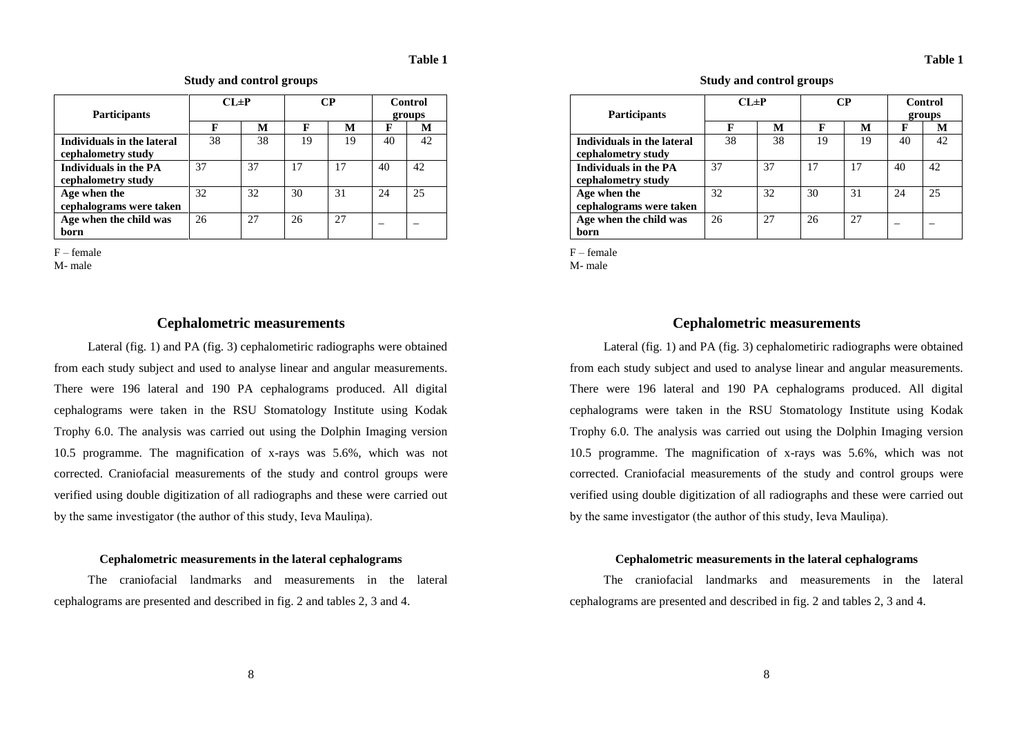Table 1

**Study and control groups**

| Participants | CL±P | | CP | | Control groups | |
|---|---|---|---|---|---|---|
| | F | M | F | M | F | M |
| **Individuals in the lateral cephalometry study** | 38 | 38 | 19 | 19 | 40 | 42 |
| **Individuals in the PA cephalometry study** | 37 | 37 | 17 | 17 | 40 | 42 |
| **Age when the cephalograms were taken** | 32 | 32 | 30 | 31 | 24 | 25 |
| **Age when the child was born** | 26 | 27 | 26 | 27 | – | – |

F – female
M- male

## Cephalometric measurements

Lateral (fig. 1) and PA (fig. 3) cephalometiric radiographs were obtained from each study subject and used to analyse linear and angular measurements. There were 196 lateral and 190 PA cephalograms produced. All digital cephalograms were taken in the RSU Stomatology Institute using Kodak Trophy 6.0. The analysis was carried out using the Dolphin Imaging version 10.5 programme. The magnification of x-rays was 5.6%, which was not corrected. Craniofacial measurements of the study and control groups were verified using double digitization of all radiographs and these were carried out by the same investigator (the author of this study, Ieva Mauliņa).

### Cephalometric measurements in the lateral cephalograms

The craniofacial landmarks and measurements in the lateral cephalograms are presented and described in fig. 2 and tables 2, 3 and 4.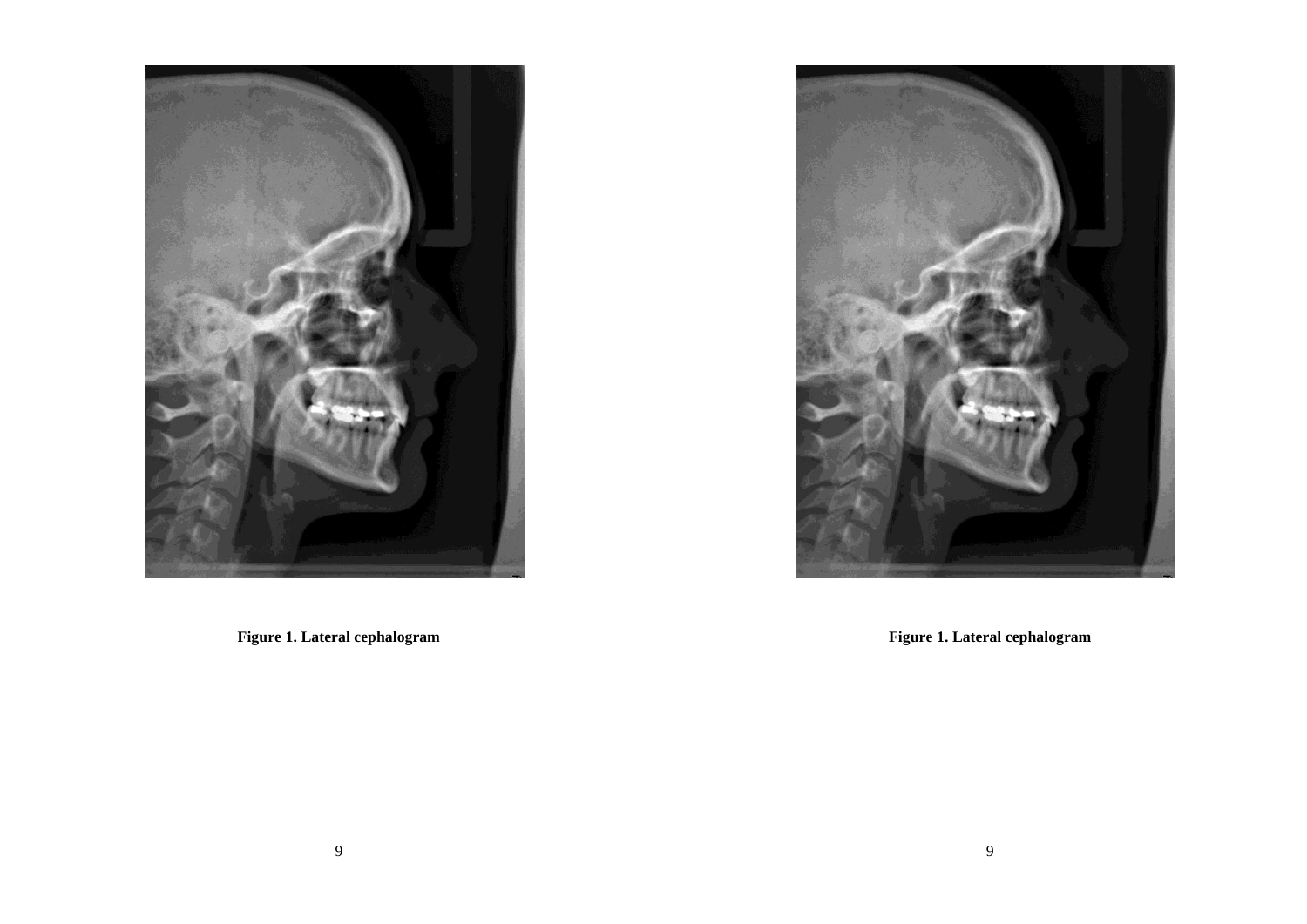**Figure 1. Lateral cephalogram**

**Figure 1. Lateral cephalogram**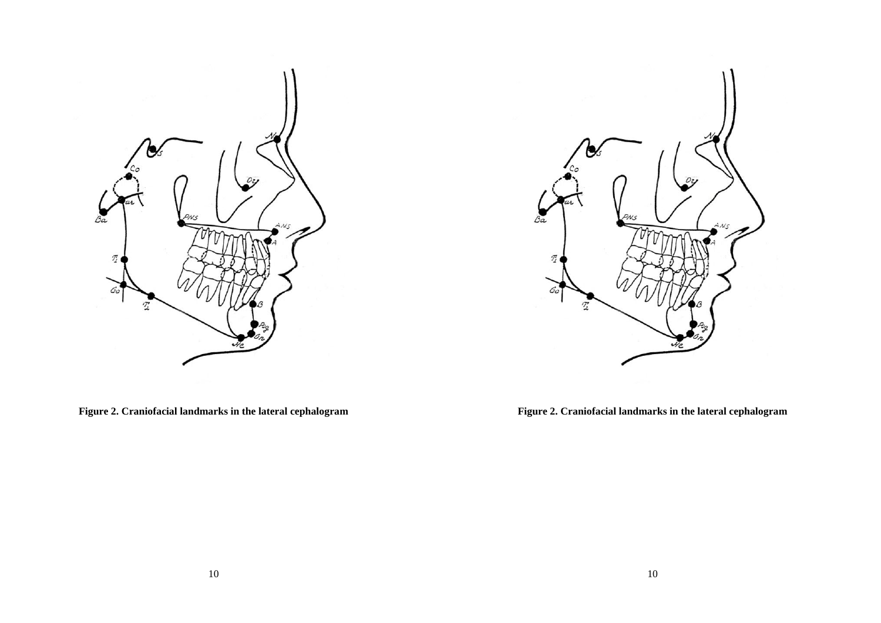Figure 2. Craniofacial landmarks in the lateral cephalogram

Figure 2. Craniofacial landmarks in the lateral cephalogram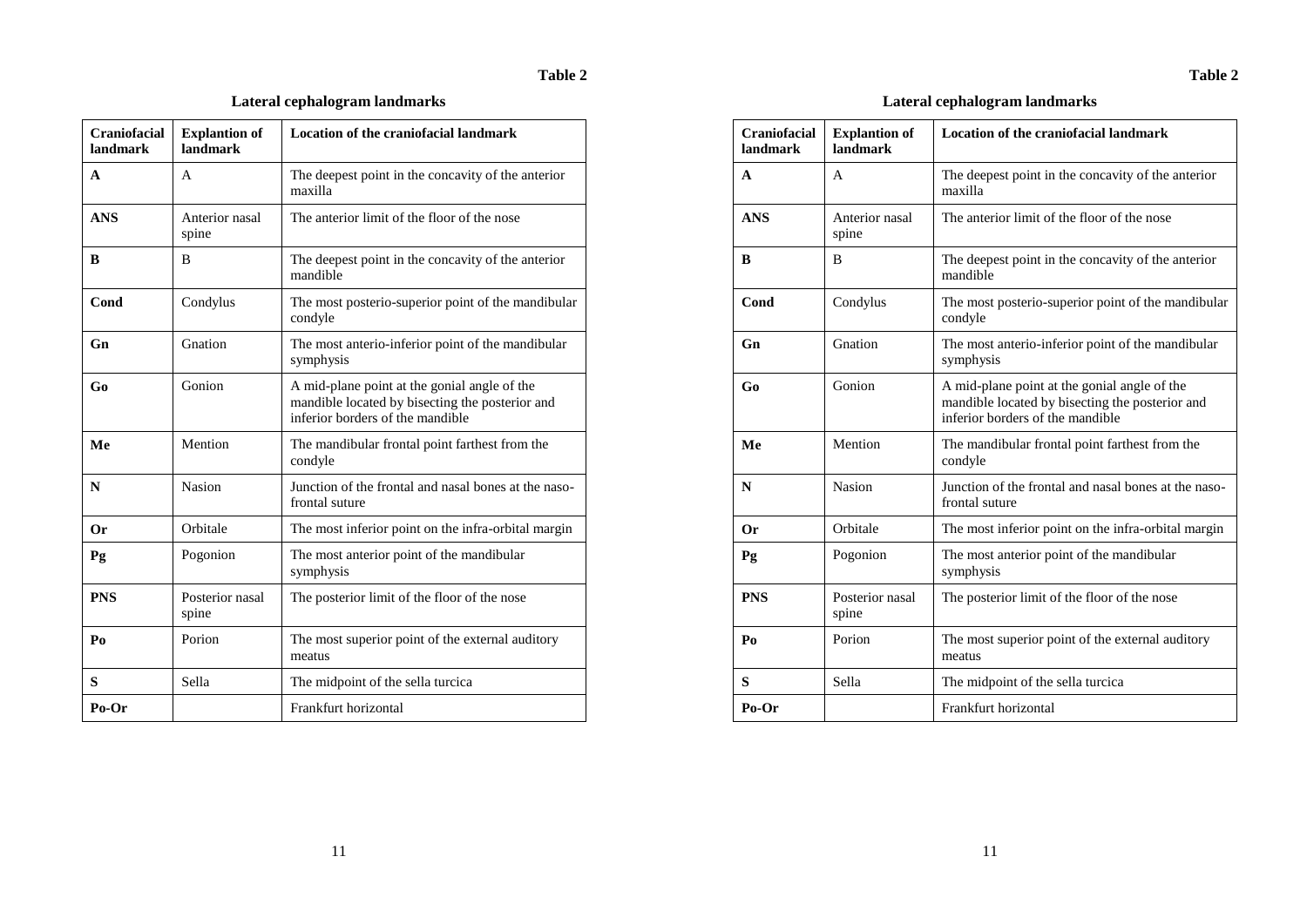**Table 2**

**Lateral cephalogram landmarks**

| Craniofacial landmark | Explantion of landmark | Location of the craniofacial landmark |
|---|---|---|
| **A** | A | The deepest point in the concavity of the anterior maxilla |
| **ANS** | Anterior nasal spine | The anterior limit of the floor of the nose |
| **B** | B | The deepest point in the concavity of the anterior mandible |
| **Cond** | Condylus | The most posterio-superior point of the mandibular condyle |
| **Gn** | Gnation | The most anterio-inferior point of the mandibular symphysis |
| **Go** | Gonion | A mid-plane point at the gonial angle of the mandible located by bisecting the posterior and inferior borders of the mandible |
| **Me** | Mention | The mandibular frontal point farthest from the condyle |
| **N** | Nasion | Junction of the frontal and nasal bones at the naso-frontal suture |
| **Or** | Orbitale | The most inferior point on the infra-orbital margin |
| **Pg** | Pogonion | The most anterior point of the mandibular symphysis |
| **PNS** | Posterior nasal spine | The posterior limit of the floor of the nose |
| **Po** | Porion | The most superior point of the external auditory meatus |
| **S** | Sella | The midpoint of the sella turcica |
| **Po-Or** | | Frankfurt horizontal |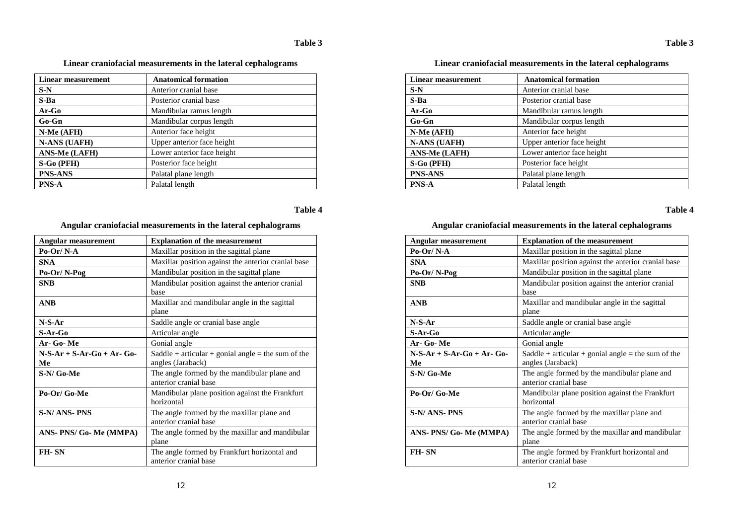**Table 3**

### Linear craniofacial measurements in the lateral cephalograms

| Linear measurement | Anatomical formation |
|---|---|
| **S-N** | Anterior cranial base |
| **S-Ba** | Posterior cranial base |
| **Ar-Go** | Mandibular ramus length |
| **Go-Gn** | Mandibular corpus length |
| **N-Me (AFH)** | Anterior face height |
| **N-ANS (UAFH)** | Upper anterior face height |
| **ANS-Me (LAFH)** | Lower anterior face height |
| **S-Go (PFH)** | Posterior face height |
| **PNS-ANS** | Palatal plane length |
| **PNS-A** | Palatal length |

**Table 4**

### Angular craniofacial measurements in the lateral cephalograms

| Angular measurement | Explanation of the measurement |
|---|---|
| **Po-Or/ N-A** | Maxillar position in the sagittal plane |
| **SNA** | Maxillar position against the anterior cranial base |
| **Po-Or/ N-Pog** | Mandibular position in the sagittal plane |
| **SNB** | Mandibular position against the anterior cranial base |
| **ANB** | Maxillar and mandibular angle in the sagittal plane |
| **N-S-Ar** | Saddle angle or cranial base angle |
| **S-Ar-Go** | Articular angle |
| **Ar- Go- Me** | Gonial angle |
| **N-S-Ar + S-Ar-Go + Ar- Go-Me** | Saddle + articular + gonial angle = the sum of the angles (Jaraback) |
| **S-N/ Go-Me** | The angle formed by the mandibular plane and anterior cranial base |
| **Po-Or/ Go-Me** | Mandibular plane position against the Frankfurt horizontal |
| **S-N/ ANS- PNS** | The angle formed by the maxillar plane and anterior cranial base |
| **ANS- PNS/ Go- Me (MMPA)** | The angle formed by the maxillar and mandibular plane |
| **FH- SN** | The angle formed by Frankfurt horizontal and anterior cranial base |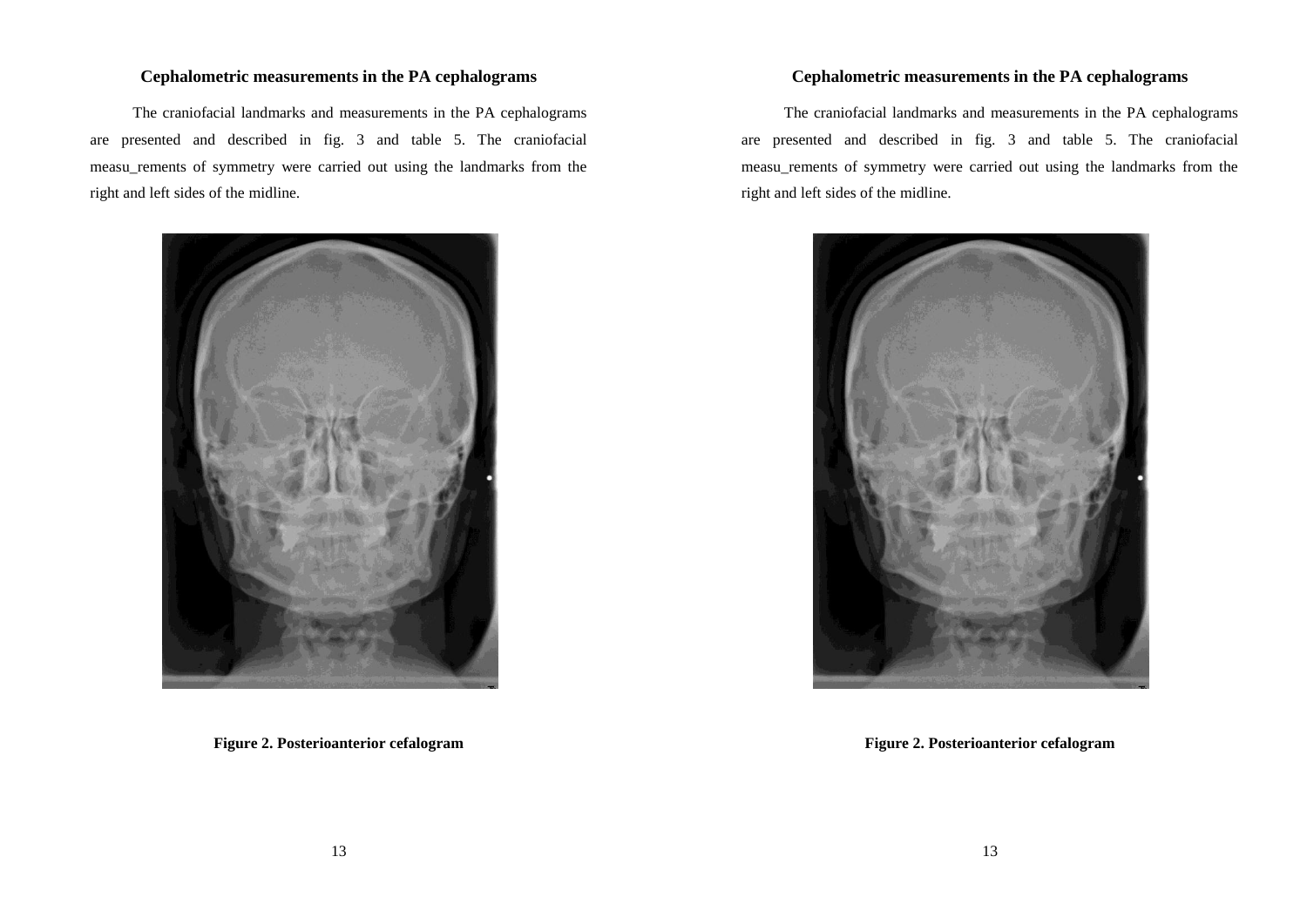## Cephalometric measurements in the PA cephalograms

The craniofacial landmarks and measurements in the PA cephalograms are presented and described in fig. 3 and table 5. The craniofacial measu_rements of symmetry were carried out using the landmarks from the right and left sides of the midline.

**Figure 2. Posterioanterior cefalogram**

## Cephalometric measurements in the PA cephalograms

The craniofacial landmarks and measurements in the PA cephalograms are presented and described in fig. 3 and table 5. The craniofacial measu_rements of symmetry were carried out using the landmarks from the right and left sides of the midline.

**Figure 2. Posterioanterior cefalogram**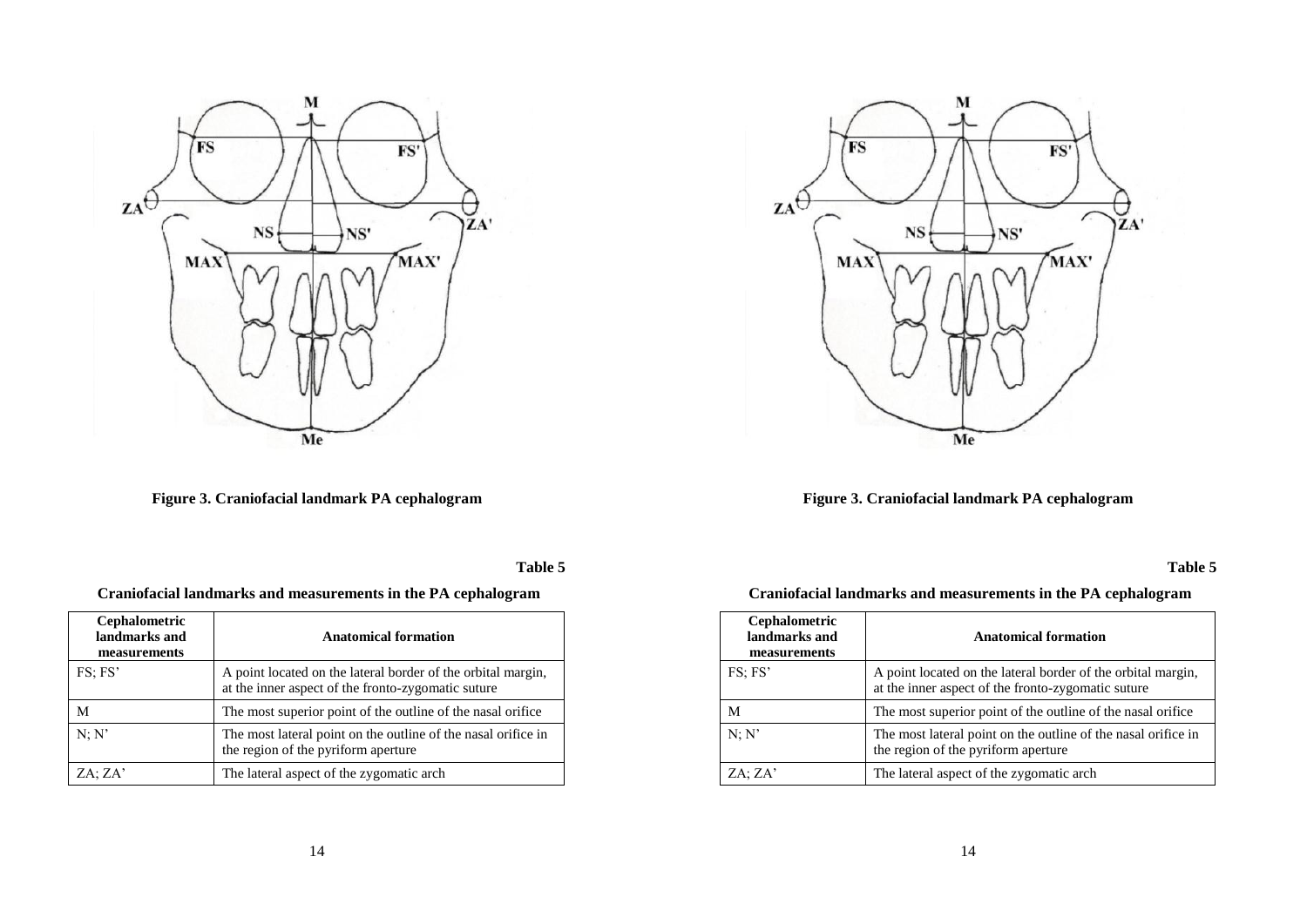**Figure 3. Craniofacial landmark PA cephalogram**

**Table 5**

**Craniofacial landmarks and measurements in the PA cephalogram**

| Cephalometric landmarks and measurements | Anatomical formation |
|---|---|
| FS; FS’ | A point located on the lateral border of the orbital margin, at the inner aspect of the fronto-zygomatic suture |
| M | The most superior point of the outline of the nasal orifice |
| N; N’ | The most lateral point on the outline of the nasal orifice in the region of the pyriform aperture |
| ZA; ZA’ | The lateral aspect of the zygomatic arch |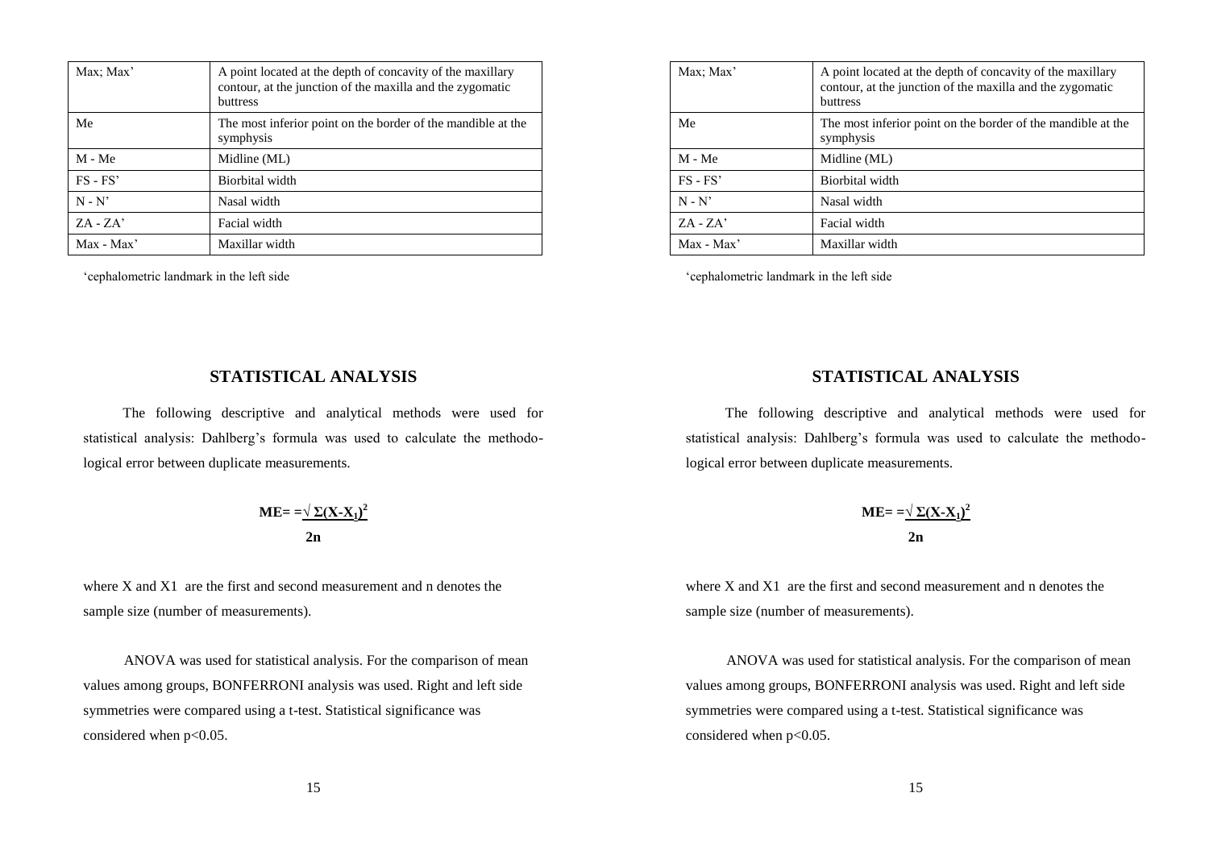| Max; Max' | A point located at the depth of concavity of the maxillary contour, at the junction of the maxilla and the zygomatic buttress |
|---|---|
| Me | The most inferior point on the border of the mandible at the symphysis |
| M - Me | Midline (ML) |
| FS - FS' | Biorbital width |
| N - N' | Nasal width |
| ZA - ZA' | Facial width |
| Max - Max' | Maxillar width |

'cephalometric landmark in the left side

## STATISTICAL ANALYSIS

The following descriptive and analytical methods were used for statistical analysis: Dahlberg's formula was used to calculate the methodological error between duplicate measurements.

$$ME = \sqrt{\frac{\Sigma(X-X_1)^2}{2n}}$$

where X and X1 are the first and second measurement and n denotes the sample size (number of measurements).

ANOVA was used for statistical analysis. For the comparison of mean values among groups, BONFERRONI analysis was used. Right and left side symmetries were compared using a t-test. Statistical significance was considered when $p<0.05$.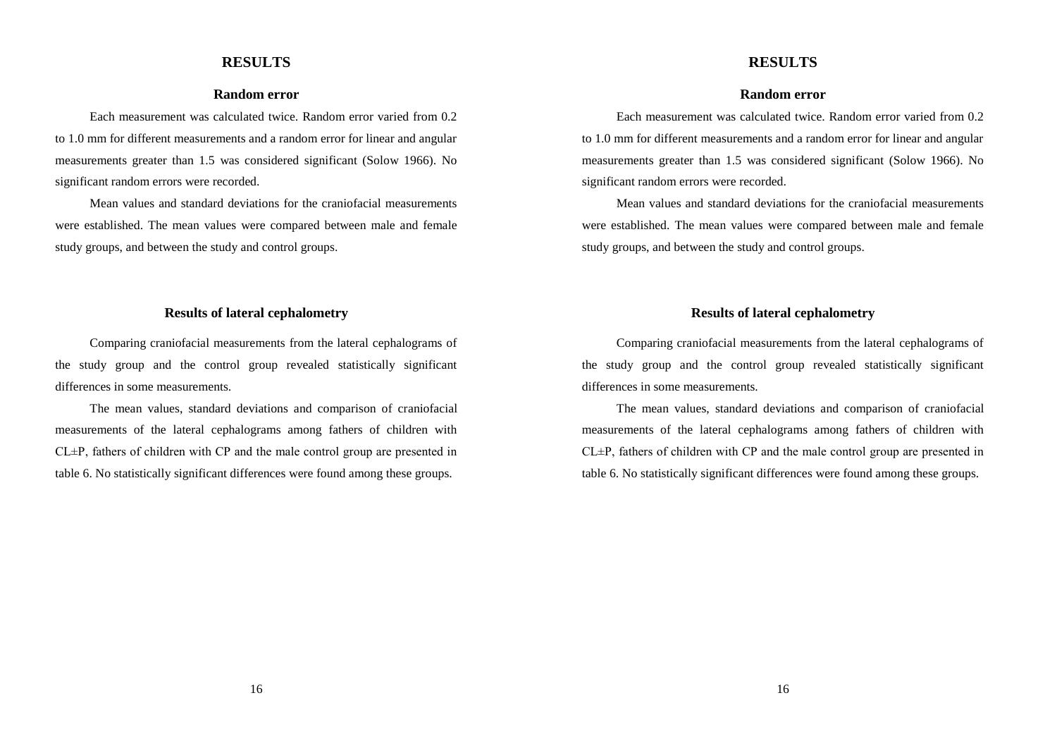# RESULTS

## Random error

Each measurement was calculated twice. Random error varied from 0.2 to 1.0 mm for different measurements and a random error for linear and angular measurements greater than 1.5 was considered significant (Solow 1966). No significant random errors were recorded.

Mean values and standard deviations for the craniofacial measurements were established. The mean values were compared between male and female study groups, and between the study and control groups.

## Results of lateral cephalometry

Comparing craniofacial measurements from the lateral cephalograms of the study group and the control group revealed statistically significant differences in some measurements.

The mean values, standard deviations and comparison of craniofacial measurements of the lateral cephalograms among fathers of children with CL±P, fathers of children with CP and the male control group are presented in table 6. No statistically significant differences were found among these groups.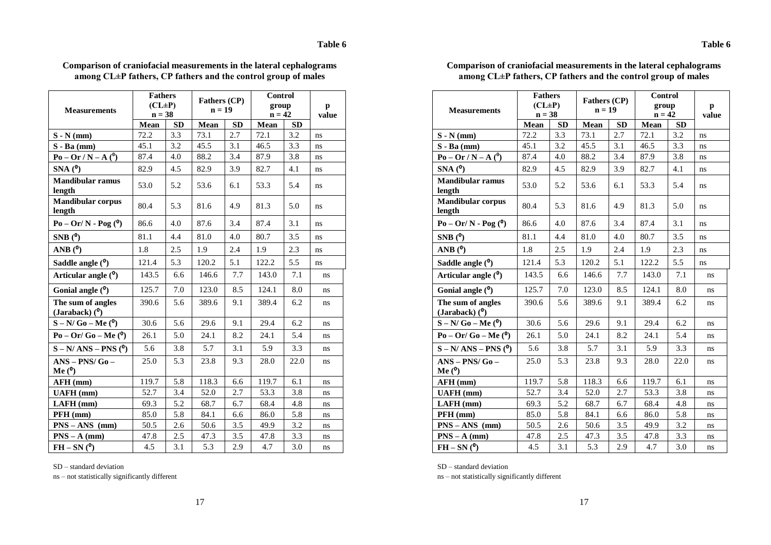**Table 6**

**Comparison of craniofacial measurements in the lateral cephalograms among CL±P fathers, CP fathers and the control group of males**

| Measurements | Fathers (CL±P) n = 38 | | Fathers (CP) n = 19 | | Control group n = 42 | | p value |
|---|---|---|---|---|---|---|---|
| | Mean | SD | Mean | SD | Mean | SD | |
| **S - N (mm)** | 72.2 | 3.3 | 73.1 | 2.7 | 72.1 | 3.2 | ns |
| **S - Ba (mm)** | 45.1 | 3.2 | 45.5 | 3.1 | 46.5 | 3.3 | ns |
| **Po – Or / N – A (⁰)** | 87.4 | 4.0 | 88.2 | 3.4 | 87.9 | 3.8 | ns |
| **SNA (⁰)** | 82.9 | 4.5 | 82.9 | 3.9 | 82.7 | 4.1 | ns |
| **Mandibular ramus length** | 53.0 | 5.2 | 53.6 | 6.1 | 53.3 | 5.4 | ns |
| **Mandibular corpus length** | 80.4 | 5.3 | 81.6 | 4.9 | 81.3 | 5.0 | ns |
| **Po – Or/ N - Pog (⁰)** | 86.6 | 4.0 | 87.6 | 3.4 | 87.4 | 3.1 | ns |
| **SNB (⁰)** | 81.1 | 4.4 | 81.0 | 4.0 | 80.7 | 3.5 | ns |
| **ANB (⁰)** | 1.8 | 2.5 | 1.9 | 2.4 | 1.9 | 2.3 | ns |
| **Saddle angle (⁰)** | 121.4 | 5.3 | 120.2 | 5.1 | 122.2 | 5.5 | ns |
| **Articular angle (⁰)** | 143.5 | 6.6 | 146.6 | 7.7 | 143.0 | 7.1 | ns |
| **Gonial angle (⁰)** | 125.7 | 7.0 | 123.0 | 8.5 | 124.1 | 8.0 | ns |
| **The sum of angles (Jaraback) (⁰)** | 390.6 | 5.6 | 389.6 | 9.1 | 389.4 | 6.2 | ns |
| **S – N/ Go – Me (⁰)** | 30.6 | 5.6 | 29.6 | 9.1 | 29.4 | 6.2 | ns |
| **Po – Or/ Go – Me (⁰)** | 26.1 | 5.0 | 24.1 | 8.2 | 24.1 | 5.4 | ns |
| **S – N/ ANS – PNS (⁰)** | 5.6 | 3.8 | 5.7 | 3.1 | 5.9 | 3.3 | ns |
| **ANS – PNS/ Go – Me (⁰)** | 25.0 | 5.3 | 23.8 | 9.3 | 28.0 | 22.0 | ns |
| **AFH (mm)** | 119.7 | 5.8 | 118.3 | 6.6 | 119.7 | 6.1 | ns |
| **UAFH (mm)** | 52.7 | 3.4 | 52.0 | 2.7 | 53.3 | 3.8 | ns |
| **LAFH (mm)** | 69.3 | 5.2 | 68.7 | 6.7 | 68.4 | 4.8 | ns |
| **PFH (mm)** | 85.0 | 5.8 | 84.1 | 6.6 | 86.0 | 5.8 | ns |
| **PNS – ANS (mm)** | 50.5 | 2.6 | 50.6 | 3.5 | 49.9 | 3.2 | ns |
| **PNS – A (mm)** | 47.8 | 2.5 | 47.3 | 3.5 | 47.8 | 3.3 | ns |
| **FH – SN (⁰)** | 4.5 | 3.1 | 5.3 | 2.9 | 4.7 | 3.0 | ns |

SD – standard deviation

ns – not statistically significantly different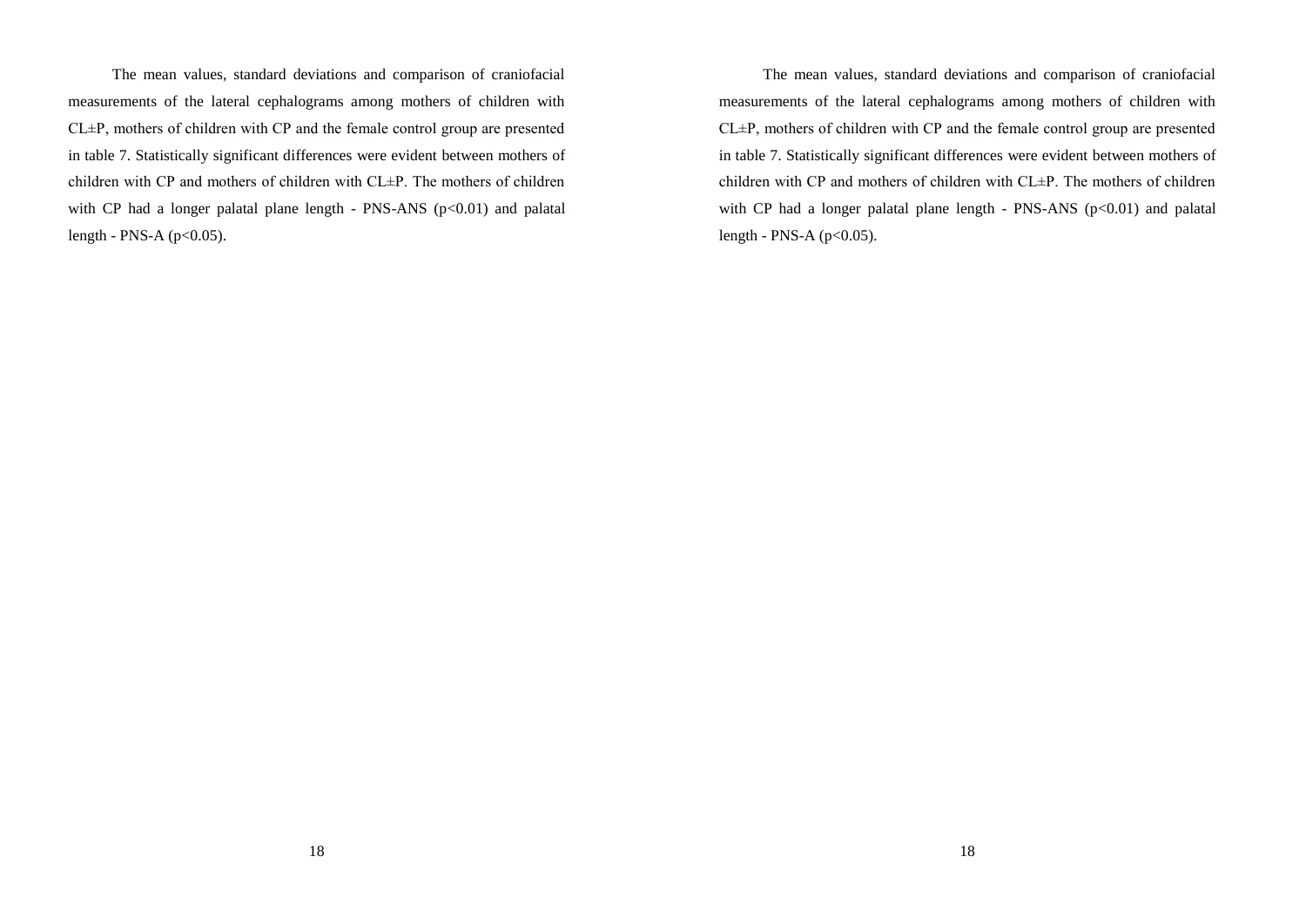The mean values, standard deviations and comparison of craniofacial measurements of the lateral cephalograms among mothers of children with CL±P, mothers of children with CP and the female control group are presented in table 7. Statistically significant differences were evident between mothers of children with CP and mothers of children with CL±P. The mothers of children with CP had a longer palatal plane length - PNS-ANS ($p<0.01$) and palatal length - PNS-A ($p<0.05$).

The mean values, standard deviations and comparison of craniofacial measurements of the lateral cephalograms among mothers of children with CL±P, mothers of children with CP and the female control group are presented in table 7. Statistically significant differences were evident between mothers of children with CP and mothers of children with CL±P. The mothers of children with CP had a longer palatal plane length - PNS-ANS ($p<0.01$) and palatal length - PNS-A ($p<0.05$).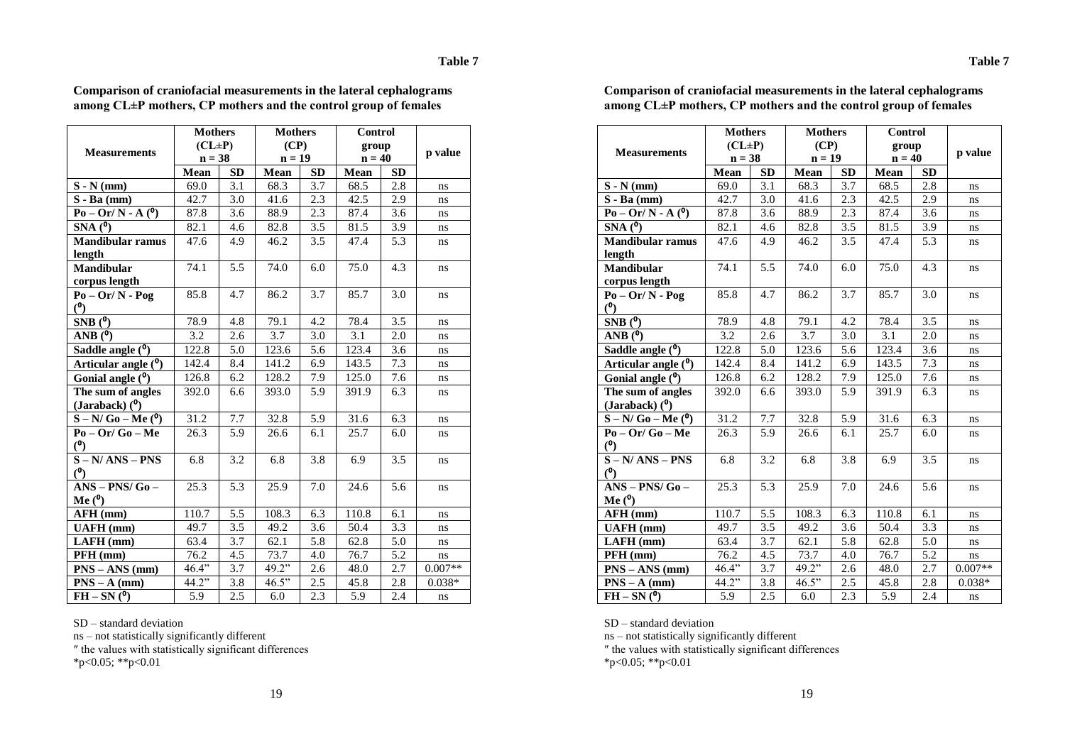**Table 7**

**Comparison of craniofacial measurements in the lateral cephalograms among CL±P mothers, CP mothers and the control group of females**

| Measurements | Mothers (CL±P) n = 38 | | Mothers (CP) n = 19 | | Control group n = 40 | | p value |
|---|---|---|---|---|---|---|---|
| | Mean | SD | Mean | SD | Mean | SD | |
| **S - N (mm)** | 69.0 | 3.1 | 68.3 | 3.7 | 68.5 | 2.8 | ns |
| **S - Ba (mm)** | 42.7 | 3.0 | 41.6 | 2.3 | 42.5 | 2.9 | ns |
| **Po – Or/ N - A (⁰)** | 87.8 | 3.6 | 88.9 | 2.3 | 87.4 | 3.6 | ns |
| **SNA (⁰)** | 82.1 | 4.6 | 82.8 | 3.5 | 81.5 | 3.9 | ns |
| **Mandibular ramus length** | 47.6 | 4.9 | 46.2 | 3.5 | 47.4 | 5.3 | ns |
| **Mandibular corpus length** | 74.1 | 5.5 | 74.0 | 6.0 | 75.0 | 4.3 | ns |
| **Po – Or/ N - Pog (⁰)** | 85.8 | 4.7 | 86.2 | 3.7 | 85.7 | 3.0 | ns |
| **SNB (⁰)** | 78.9 | 4.8 | 79.1 | 4.2 | 78.4 | 3.5 | ns |
| **ANB (⁰)** | 3.2 | 2.6 | 3.7 | 3.0 | 3.1 | 2.0 | ns |
| **Saddle angle (⁰)** | 122.8 | 5.0 | 123.6 | 5.6 | 123.4 | 3.6 | ns |
| **Articular angle (⁰)** | 142.4 | 8.4 | 141.2 | 6.9 | 143.5 | 7.3 | ns |
| **Gonial angle (⁰)** | 126.8 | 6.2 | 128.2 | 7.9 | 125.0 | 7.6 | ns |
| **The sum of angles (Jaraback) (⁰)** | 392.0 | 6.6 | 393.0 | 5.9 | 391.9 | 6.3 | ns |
| **S – N/ Go – Me (⁰)** | 31.2 | 7.7 | 32.8 | 5.9 | 31.6 | 6.3 | ns |
| **Po – Or/ Go – Me (⁰)** | 26.3 | 5.9 | 26.6 | 6.1 | 25.7 | 6.0 | ns |
| **S – N/ ANS – PNS (⁰)** | 6.8 | 3.2 | 6.8 | 3.8 | 6.9 | 3.5 | ns |
| **ANS – PNS/ Go – Me (⁰)** | 25.3 | 5.3 | 25.9 | 7.0 | 24.6 | 5.6 | ns |
| **AFH (mm)** | 110.7 | 5.5 | 108.3 | 6.3 | 110.8 | 6.1 | ns |
| **UAFH (mm)** | 49.7 | 3.5 | 49.2 | 3.6 | 50.4 | 3.3 | ns |
| **LAFH (mm)** | 63.4 | 3.7 | 62.1 | 5.8 | 62.8 | 5.0 | ns |
| **PFH (mm)** | 76.2 | 4.5 | 73.7 | 4.0 | 76.7 | 5.2 | ns |
| **PNS – ANS (mm)** | 46.4" | 3.7 | 49.2" | 2.6 | 48.0 | 2.7 | 0.007** |
| **PNS – A (mm)** | 44.2" | 3.8 | 46.5" | 2.5 | 45.8 | 2.8 | 0.038* |
| **FH – SN (⁰)** | 5.9 | 2.5 | 6.0 | 2.3 | 5.9 | 2.4 | ns |

SD – standard deviation

ns – not statistically significantly different

″ the values with statistically significant differences

*p<0.05; **p<0.01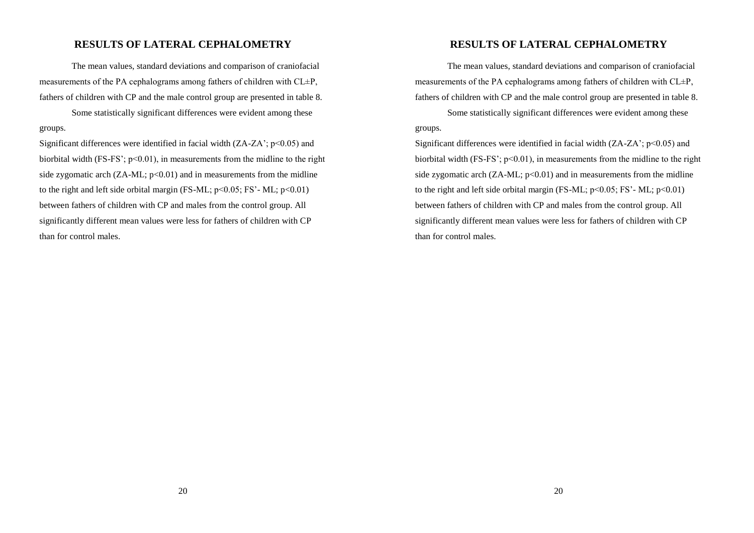## RESULTS OF LATERAL CEPHALOMETRY

The mean values, standard deviations and comparison of craniofacial measurements of the PA cephalograms among fathers of children with CL±P, fathers of children with CP and the male control group are presented in table 8.

Some statistically significant differences were evident among these groups.

Significant differences were identified in facial width (ZA-ZA'; $p<0.05$) and biorbital width (FS-FS'; $p<0.01$), in measurements from the midline to the right side zygomatic arch (ZA-ML; $p<0.01$) and in measurements from the midline to the right and left side orbital margin (FS-ML; $p<0.05$; FS'- ML; $p<0.01$) between fathers of children with CP and males from the control group. All significantly different mean values were less for fathers of children with CP than for control males.

## RESULTS OF LATERAL CEPHALOMETRY

The mean values, standard deviations and comparison of craniofacial measurements of the PA cephalograms among fathers of children with CL±P, fathers of children with CP and the male control group are presented in table 8.

Some statistically significant differences were evident among these groups.

Significant differences were identified in facial width (ZA-ZA'; $p<0.05$) and biorbital width (FS-FS'; $p<0.01$), in measurements from the midline to the right side zygomatic arch (ZA-ML; $p<0.01$) and in measurements from the midline to the right and left side orbital margin (FS-ML; $p<0.05$; FS'- ML; $p<0.01$) between fathers of children with CP and males from the control group. All significantly different mean values were less for fathers of children with CP than for control males.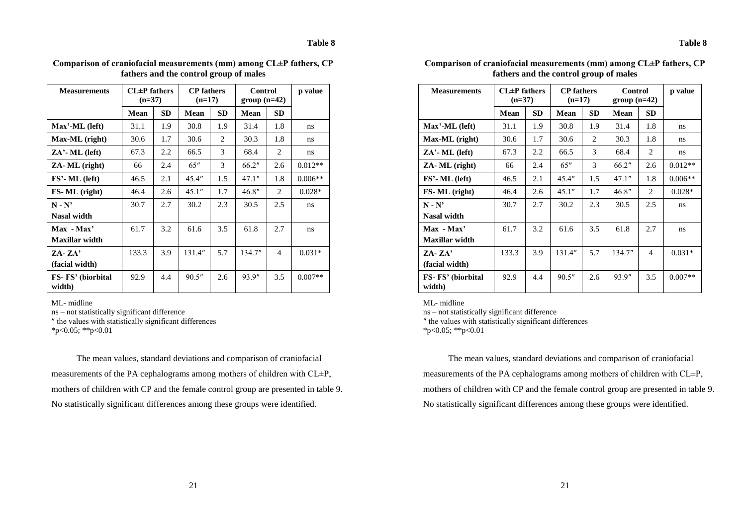**Table 8**

**Comparison of craniofacial measurements (mm) among CL±P fathers, CP fathers and the control group of males**

| Measurements | CL±P fathers (n=37) | | CP fathers (n=17) | | Control group (n=42) | | p value |
|---|---|---|---|---|---|---|---|
| | Mean | SD | Mean | SD | Mean | SD | |
| **Max'-ML (left)** | 31.1 | 1.9 | 30.8 | 1.9 | 31.4 | 1.8 | ns |
| **Max-ML (right)** | 30.6 | 1.7 | 30.6 | 2 | 30.3 | 1.8 | ns |
| **ZA'- ML (left)** | 67.3 | 2.2 | 66.5 | 3 | 68.4 | 2 | ns |
| **ZA- ML (right)** | 66 | 2.4 | 65″ | 3 | 66.2″ | 2.6 | 0.012** |
| **FS'- ML (left)** | 46.5 | 2.1 | 45.4″ | 1.5 | 47.1″ | 1.8 | 0.006** |
| **FS- ML (right)** | 46.4 | 2.6 | 45.1″ | 1.7 | 46.8″ | 2 | 0.028* |
| **N - N'** **Nasal width** | 30.7 | 2.7 | 30.2 | 2.3 | 30.5 | 2.5 | ns |
| **Max - Max'** **Maxillar width** | 61.7 | 3.2 | 61.6 | 3.5 | 61.8 | 2.7 | ns |
| **ZA- ZA'** **(facial width)** | 133.3 | 3.9 | 131.4″ | 5.7 | 134.7″ | 4 | 0.031* |
| **FS- FS' (biorbital width)** | 92.9 | 4.4 | 90.5″ | 2.6 | 93.9″ | 3.5 | 0.007** |

ML- midline
ns – not statistically significant difference
″ the values with statistically significant differences
*p<0.05; **p<0.01

The mean values, standard deviations and comparison of craniofacial measurements of the PA cephalograms among mothers of children with CL±P, mothers of children with CP and the female control group are presented in table 9. No statistically significant differences among these groups were identified.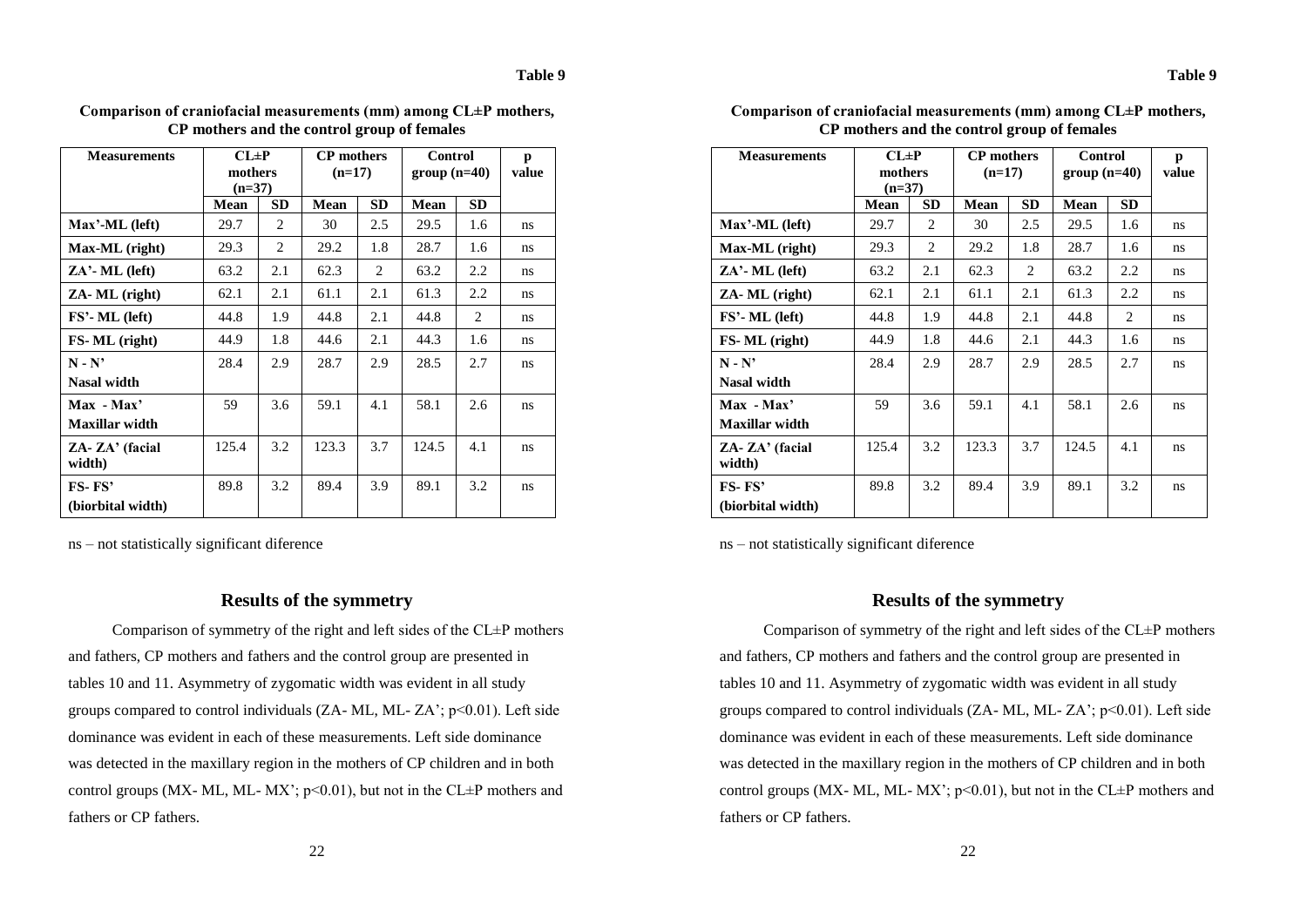**Table 9**

**Comparison of craniofacial measurements (mm) among CL±P mothers, CP mothers and the control group of females**

| Measurements | CL±P mothers (n=37) | | CP mothers (n=17) | | Control group (n=40) | | p value |
|---|---|---|---|---|---|---|---|
| | Mean | SD | Mean | SD | Mean | SD | |
| **Max'-ML (left)** | 29.7 | 2 | 30 | 2.5 | 29.5 | 1.6 | ns |
| **Max-ML (right)** | 29.3 | 2 | 29.2 | 1.8 | 28.7 | 1.6 | ns |
| **ZA'- ML (left)** | 63.2 | 2.1 | 62.3 | 2 | 63.2 | 2.2 | ns |
| **ZA- ML (right)** | 62.1 | 2.1 | 61.1 | 2.1 | 61.3 | 2.2 | ns |
| **FS'- ML (left)** | 44.8 | 1.9 | 44.8 | 2.1 | 44.8 | 2 | ns |
| **FS- ML (right)** | 44.9 | 1.8 | 44.6 | 2.1 | 44.3 | 1.6 | ns |
| **N - N' Nasal width** | 28.4 | 2.9 | 28.7 | 2.9 | 28.5 | 2.7 | ns |
| **Max - Max' Maxillar width** | 59 | 3.6 | 59.1 | 4.1 | 58.1 | 2.6 | ns |
| **ZA- ZA' (facial width)** | 125.4 | 3.2 | 123.3 | 3.7 | 124.5 | 4.1 | ns |
| **FS- FS' (biorbital width)** | 89.8 | 3.2 | 89.4 | 3.9 | 89.1 | 3.2 | ns |

ns – not statistically significant diference

## Results of the symmetry

Comparison of symmetry of the right and left sides of the CL±P mothers and fathers, CP mothers and fathers and the control group are presented in tables 10 and 11. Asymmetry of zygomatic width was evident in all study groups compared to control individuals (ZA- ML, ML- ZA'; $p<0.01$). Left side dominance was evident in each of these measurements. Left side dominance was detected in the maxillary region in the mothers of CP children and in both control groups (MX- ML, ML- MX'; $p<0.01$), but not in the CL±P mothers and fathers or CP fathers.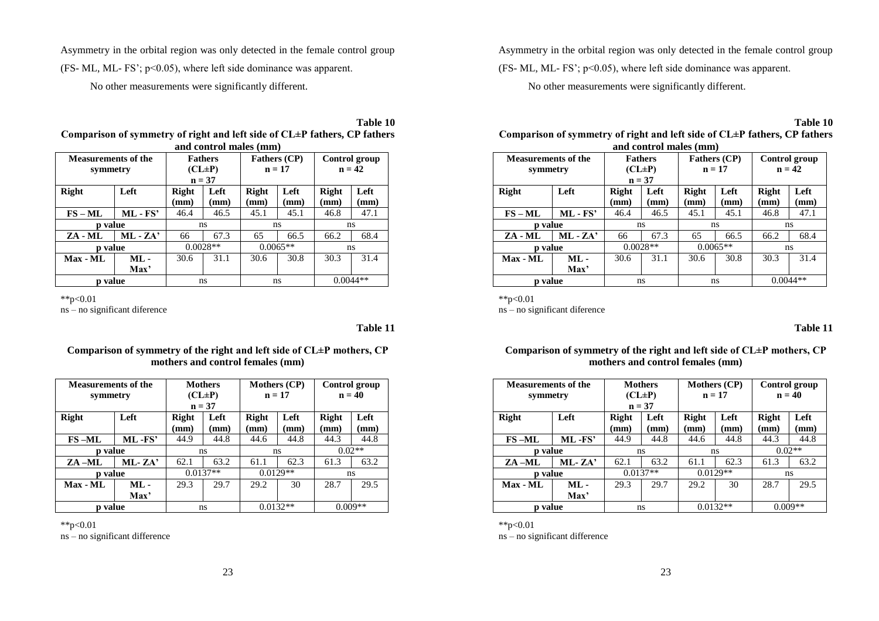Asymmetry in the orbital region was only detected in the female control group (FS- ML, ML- FS'; $p<0.05$), where left side dominance was apparent.

No other measurements were significantly different.

**Table 10**

**Comparison of symmetry of right and left side of CL±P fathers, CP fathers and control males (mm)**

| Measurements of the symmetry | | Fathers (CL±P) n = 37 | | Fathers (CP) n = 17 | | Control group n = 42 | |
|---|---|---|---|---|---|---|---|
| **Right** | **Left** | **Right (mm)** | **Left (mm)** | **Right (mm)** | **Left (mm)** | **Right (mm)** | **Left (mm)** |
| **FS – ML** | **ML - FS'** | 46.4 | 46.5 | 45.1 | 45.1 | 46.8 | 47.1 |
| **p value** | | ns | | ns | | ns | |
| **ZA - ML** | **ML - ZA'** | 66 | 67.3 | 65 | 66.5 | 66.2 | 68.4 |
| **p value** | | 0.0028** | | 0.0065** | | ns | |
| **Max - ML** | **ML - Max'** | 30.6 | 31.1 | 30.6 | 30.8 | 30.3 | 31.4 |
| **p value** | | ns | | ns | | 0.0044** | |

**$p<0.01$

ns – no significant diference

**Table 11**

**Comparison of symmetry of the right and left side of CL±P mothers, CP mothers and control females (mm)**

| Measurements of the symmetry | | Mothers (CL±P) n = 37 | | Mothers (CP) n = 17 | | Control group n = 40 | |
|---|---|---|---|---|---|---|---|
| **Right** | **Left** | **Right (mm)** | **Left (mm)** | **Right (mm)** | **Left (mm)** | **Right (mm)** | **Left (mm)** |
| **FS –ML** | **ML -FS'** | 44.9 | 44.8 | 44.6 | 44.8 | 44.3 | 44.8 |
| **p value** | | ns | | ns | | 0.02** | |
| **ZA –ML** | **ML- ZA'** | 62.1 | 63.2 | 61.1 | 62.3 | 61.3 | 63.2 |
| **p value** | | 0.0137** | | 0.0129** | | ns | |
| **Max - ML** | **ML - Max'** | 29.3 | 29.7 | 29.2 | 30 | 28.7 | 29.5 |
| **p value** | | ns | | 0.0132** | | 0.009** | |

**$p<0.01$

ns – no significant difference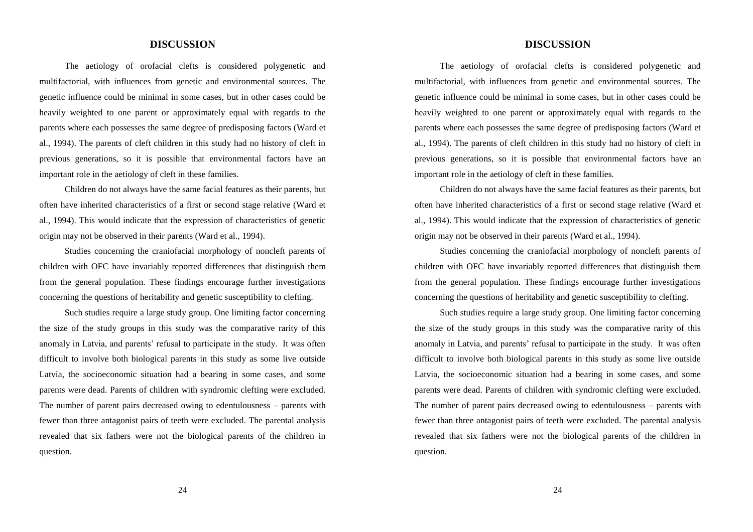## DISCUSSION

The aetiology of orofacial clefts is considered polygenetic and multifactorial, with influences from genetic and environmental sources. The genetic influence could be minimal in some cases, but in other cases could be heavily weighted to one parent or approximately equal with regards to the parents where each possesses the same degree of predisposing factors (Ward et al., 1994). The parents of cleft children in this study had no history of cleft in previous generations, so it is possible that environmental factors have an important role in the aetiology of cleft in these families.

Children do not always have the same facial features as their parents, but often have inherited characteristics of a first or second stage relative (Ward et al., 1994). This would indicate that the expression of characteristics of genetic origin may not be observed in their parents (Ward et al., 1994).

Studies concerning the craniofacial morphology of noncleft parents of children with OFC have invariably reported differences that distinguish them from the general population. These findings encourage further investigations concerning the questions of heritability and genetic susceptibility to clefting.

Such studies require a large study group. One limiting factor concerning the size of the study groups in this study was the comparative rarity of this anomaly in Latvia, and parents' refusal to participate in the study. It was often difficult to involve both biological parents in this study as some live outside Latvia, the socioeconomic situation had a bearing in some cases, and some parents were dead. Parents of children with syndromic clefting were excluded. The number of parent pairs decreased owing to edentulousness – parents with fewer than three antagonist pairs of teeth were excluded. The parental analysis revealed that six fathers were not the biological parents of the children in question.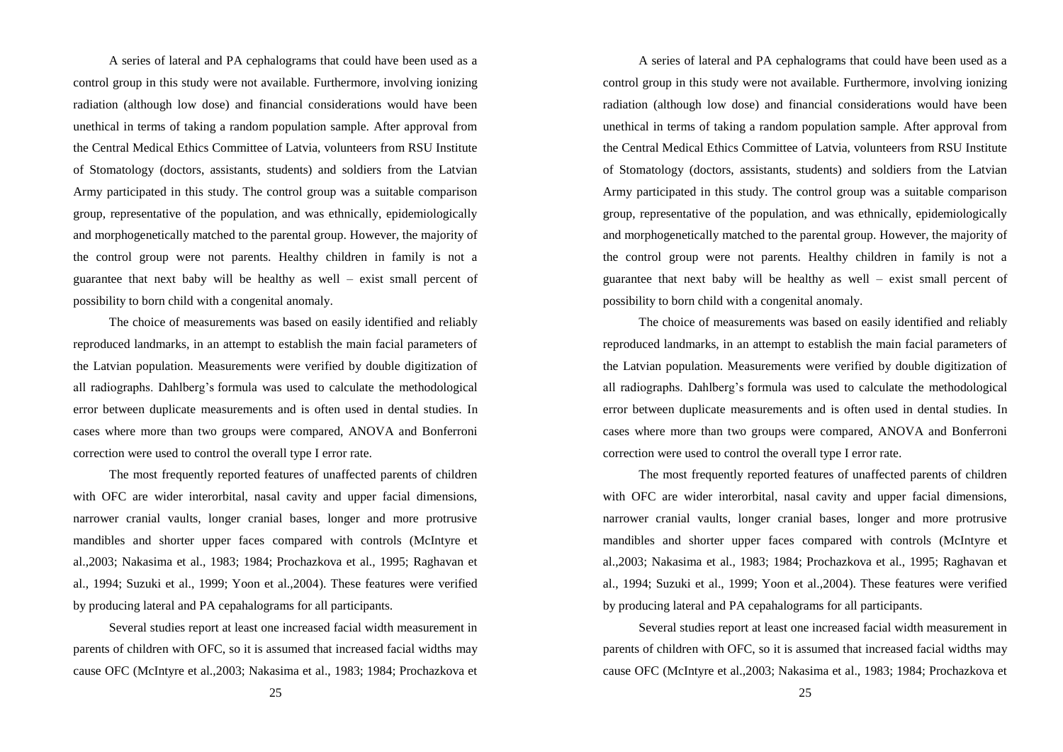A series of lateral and PA cephalograms that could have been used as a control group in this study were not available. Furthermore, involving ionizing radiation (although low dose) and financial considerations would have been unethical in terms of taking a random population sample. After approval from the Central Medical Ethics Committee of Latvia, volunteers from RSU Institute of Stomatology (doctors, assistants, students) and soldiers from the Latvian Army participated in this study. The control group was a suitable comparison group, representative of the population, and was ethnically, epidemiologically and morphogenetically matched to the parental group. However, the majority of the control group were not parents. Healthy children in family is not a guarantee that next baby will be healthy as well – exist small percent of possibility to born child with a congenital anomaly.

The choice of measurements was based on easily identified and reliably reproduced landmarks, in an attempt to establish the main facial parameters of the Latvian population. Measurements were verified by double digitization of all radiographs. Dahlberg's formula was used to calculate the methodological error between duplicate measurements and is often used in dental studies. In cases where more than two groups were compared, ANOVA and Bonferroni correction were used to control the overall type I error rate.

The most frequently reported features of unaffected parents of children with OFC are wider interorbital, nasal cavity and upper facial dimensions, narrower cranial vaults, longer cranial bases, longer and more protrusive mandibles and shorter upper faces compared with controls (McIntyre et al.,2003; Nakasima et al., 1983; 1984; Prochazkova et al., 1995; Raghavan et al., 1994; Suzuki et al., 1999; Yoon et al.,2004). These features were verified by producing lateral and PA cepahalograms for all participants.

Several studies report at least one increased facial width measurement in parents of children with OFC, so it is assumed that increased facial widths may cause OFC (McIntyre et al.,2003; Nakasima et al., 1983; 1984; Prochazkova et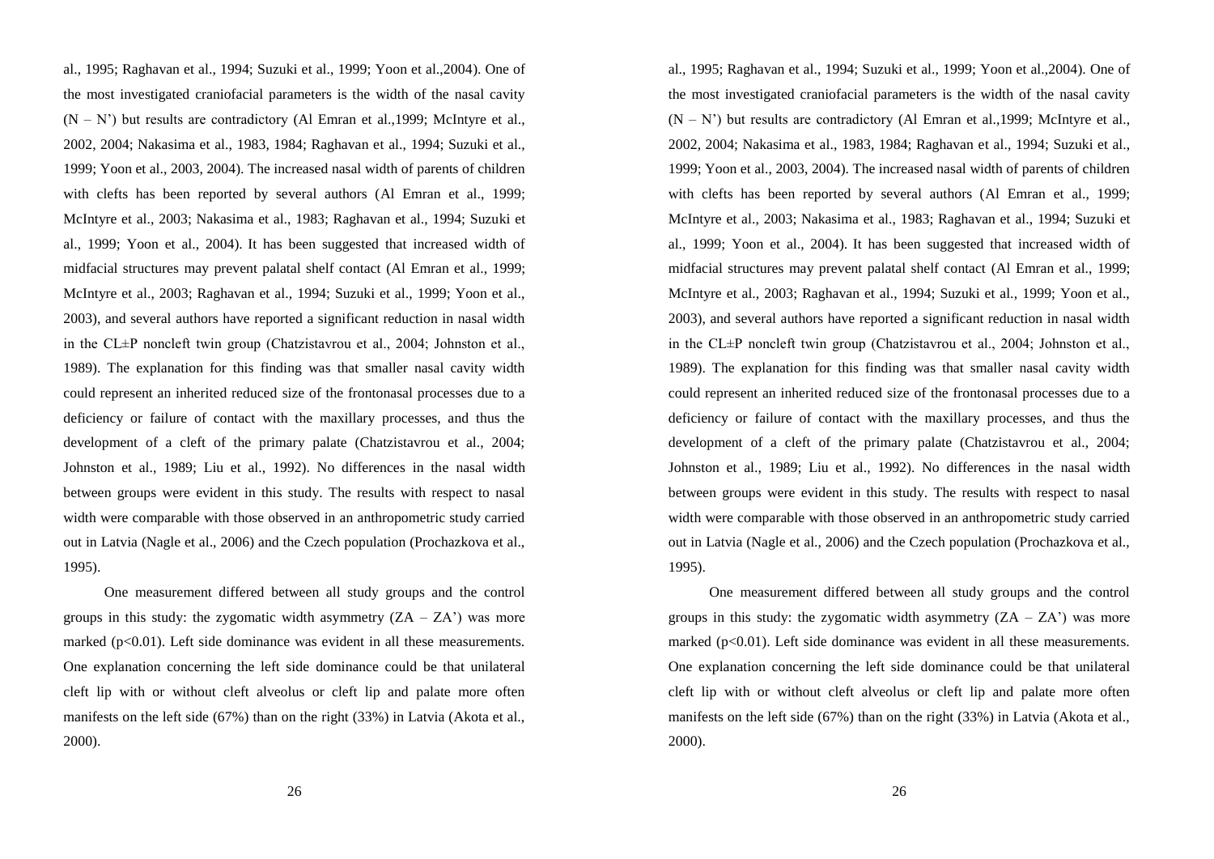al., 1995; Raghavan et al., 1994; Suzuki et al., 1999; Yoon et al.,2004). One of the most investigated craniofacial parameters is the width of the nasal cavity (N – N') but results are contradictory (Al Emran et al.,1999; McIntyre et al., 2002, 2004; Nakasima et al., 1983, 1984; Raghavan et al., 1994; Suzuki et al., 1999; Yoon et al., 2003, 2004). The increased nasal width of parents of children with clefts has been reported by several authors (Al Emran et al., 1999; McIntyre et al., 2003; Nakasima et al., 1983; Raghavan et al., 1994; Suzuki et al., 1999; Yoon et al., 2004). It has been suggested that increased width of midfacial structures may prevent palatal shelf contact (Al Emran et al., 1999; McIntyre et al., 2003; Raghavan et al., 1994; Suzuki et al., 1999; Yoon et al., 2003), and several authors have reported a significant reduction in nasal width in the CL±P noncleft twin group (Chatzistavrou et al., 2004; Johnston et al., 1989). The explanation for this finding was that smaller nasal cavity width could represent an inherited reduced size of the frontonasal processes due to a deficiency or failure of contact with the maxillary processes, and thus the development of a cleft of the primary palate (Chatzistavrou et al., 2004; Johnston et al., 1989; Liu et al., 1992). No differences in the nasal width between groups were evident in this study. The results with respect to nasal width were comparable with those observed in an anthropometric study carried out in Latvia (Nagle et al., 2006) and the Czech population (Prochazkova et al., 1995).

One measurement differed between all study groups and the control groups in this study: the zygomatic width asymmetry (ZA – ZA') was more marked ($p<0.01$). Left side dominance was evident in all these measurements. One explanation concerning the left side dominance could be that unilateral cleft lip with or without cleft alveolus or cleft lip and palate more often manifests on the left side (67%) than on the right (33%) in Latvia (Akota et al., 2000).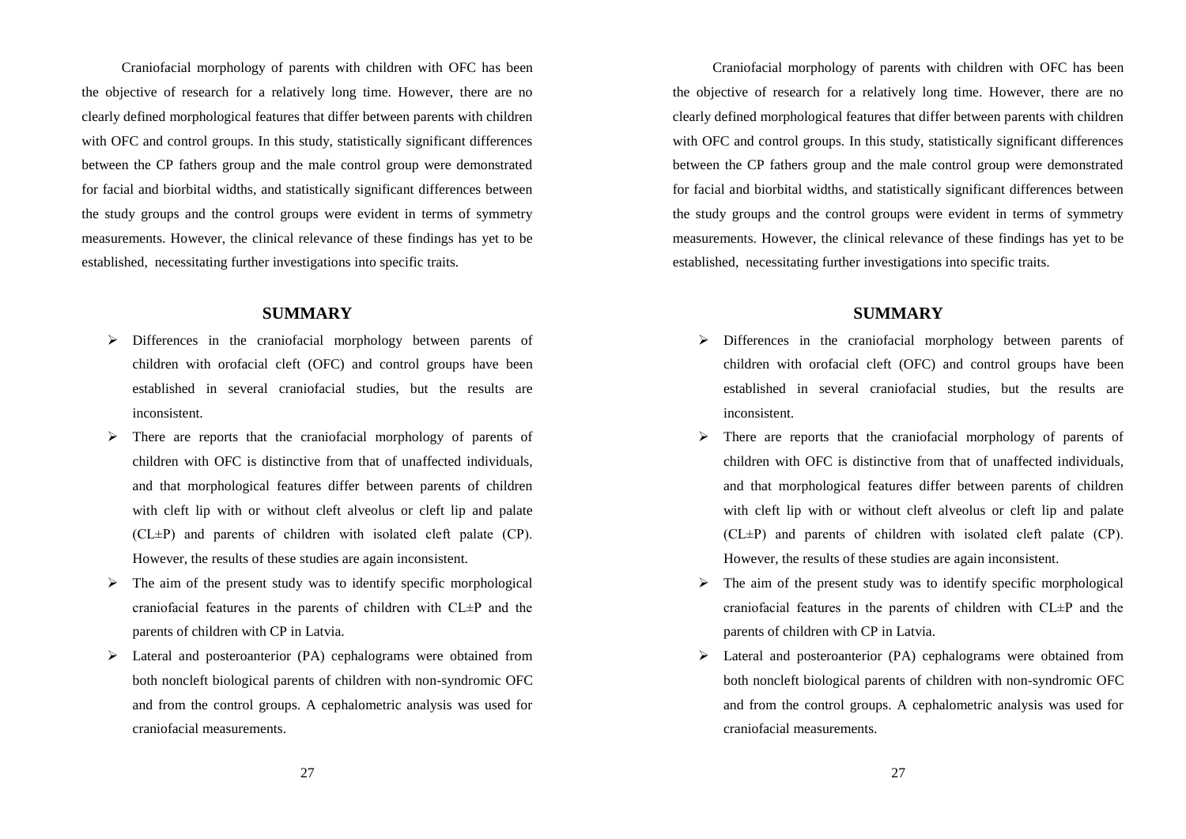Craniofacial morphology of parents with children with OFC has been the objective of research for a relatively long time. However, there are no clearly defined morphological features that differ between parents with children with OFC and control groups. In this study, statistically significant differences between the CP fathers group and the male control group were demonstrated for facial and biorbital widths, and statistically significant differences between the study groups and the control groups were evident in terms of symmetry measurements. However, the clinical relevance of these findings has yet to be established, necessitating further investigations into specific traits.

## SUMMARY

- Differences in the craniofacial morphology between parents of children with orofacial cleft (OFC) and control groups have been established in several craniofacial studies, but the results are inconsistent.
- There are reports that the craniofacial morphology of parents of children with OFC is distinctive from that of unaffected individuals, and that morphological features differ between parents of children with cleft lip with or without cleft alveolus or cleft lip and palate (CL±P) and parents of children with isolated cleft palate (CP). However, the results of these studies are again inconsistent.
- The aim of the present study was to identify specific morphological craniofacial features in the parents of children with CL±P and the parents of children with CP in Latvia.
- Lateral and posteroanterior (PA) cephalograms were obtained from both noncleft biological parents of children with non-syndromic OFC and from the control groups. A cephalometric analysis was used for craniofacial measurements.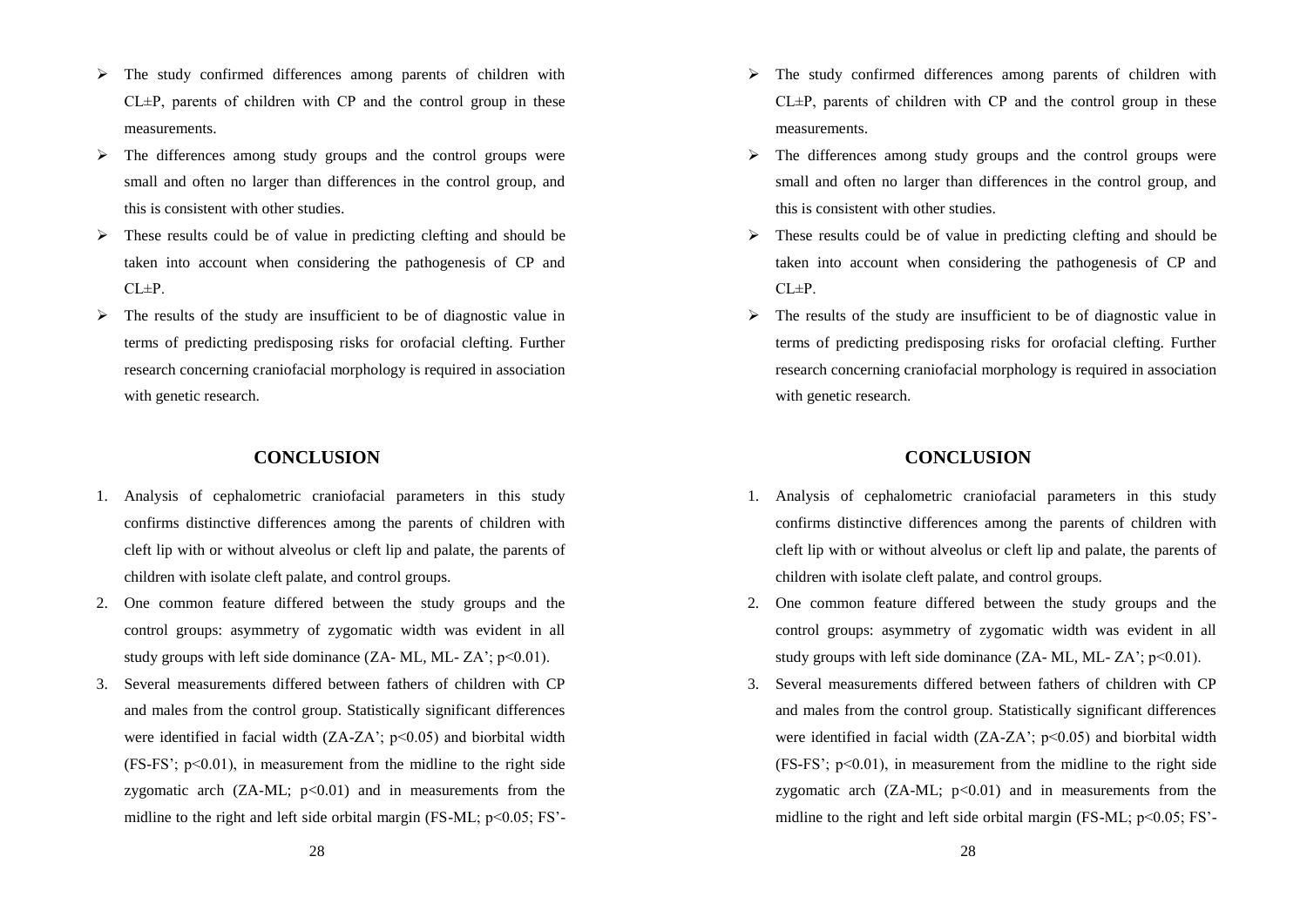- The study confirmed differences among parents of children with CL±P, parents of children with CP and the control group in these measurements.
- The differences among study groups and the control groups were small and often no larger than differences in the control group, and this is consistent with other studies.
- These results could be of value in predicting clefting and should be taken into account when considering the pathogenesis of CP and CL±P.
- The results of the study are insufficient to be of diagnostic value in terms of predicting predisposing risks for orofacial clefting. Further research concerning craniofacial morphology is required in association with genetic research.

## CONCLUSION

1. Analysis of cephalometric craniofacial parameters in this study confirms distinctive differences among the parents of children with cleft lip with or without alveolus or cleft lip and palate, the parents of children with isolate cleft palate, and control groups.
2. One common feature differed between the study groups and the control groups: asymmetry of zygomatic width was evident in all study groups with left side dominance (ZA- ML, ML- ZA'; $p<0.01$).
3. Several measurements differed between fathers of children with CP and males from the control group. Statistically significant differences were identified in facial width (ZA-ZA'; $p<0.05$) and biorbital width (FS-FS'; $p<0.01$), in measurement from the midline to the right side zygomatic arch (ZA-ML; $p<0.01$) and in measurements from the midline to the right and left side orbital margin (FS-ML; $p<0.05$; FS'-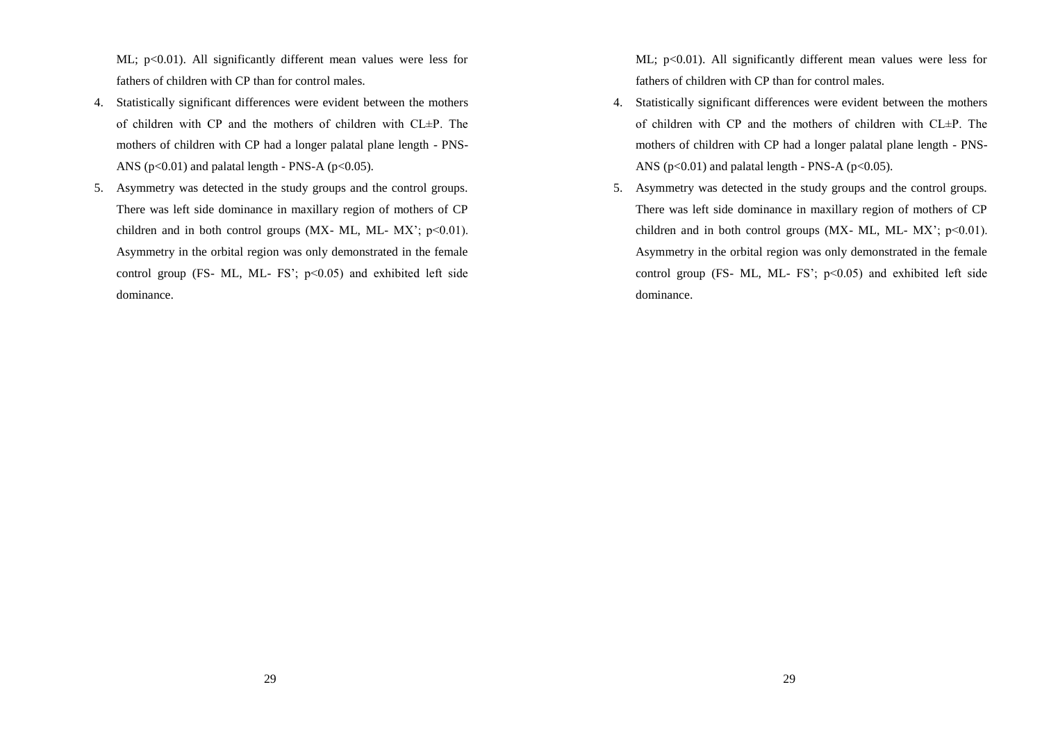ML; $p<0.01$). All significantly different mean values were less for fathers of children with CP than for control males.

4. Statistically significant differences were evident between the mothers of children with CP and the mothers of children with CL±P. The mothers of children with CP had a longer palatal plane length - PNS-ANS ($p<0.01$) and palatal length - PNS-A ($p<0.05$).
5. Asymmetry was detected in the study groups and the control groups. There was left side dominance in maxillary region of mothers of CP children and in both control groups (MX- ML, ML- MX'; $p<0.01$). Asymmetry in the orbital region was only demonstrated in the female control group (FS- ML, ML- FS'; $p<0.05$) and exhibited left side dominance.

ML; $p<0.01$). All significantly different mean values were less for fathers of children with CP than for control males.

4. Statistically significant differences were evident between the mothers of children with CP and the mothers of children with CL±P. The mothers of children with CP had a longer palatal plane length - PNS-ANS ($p<0.01$) and palatal length - PNS-A ($p<0.05$).
5. Asymmetry was detected in the study groups and the control groups. There was left side dominance in maxillary region of mothers of CP children and in both control groups (MX- ML, ML- MX'; $p<0.01$). Asymmetry in the orbital region was only demonstrated in the female control group (FS- ML, ML- FS'; $p<0.05$) and exhibited left side dominance.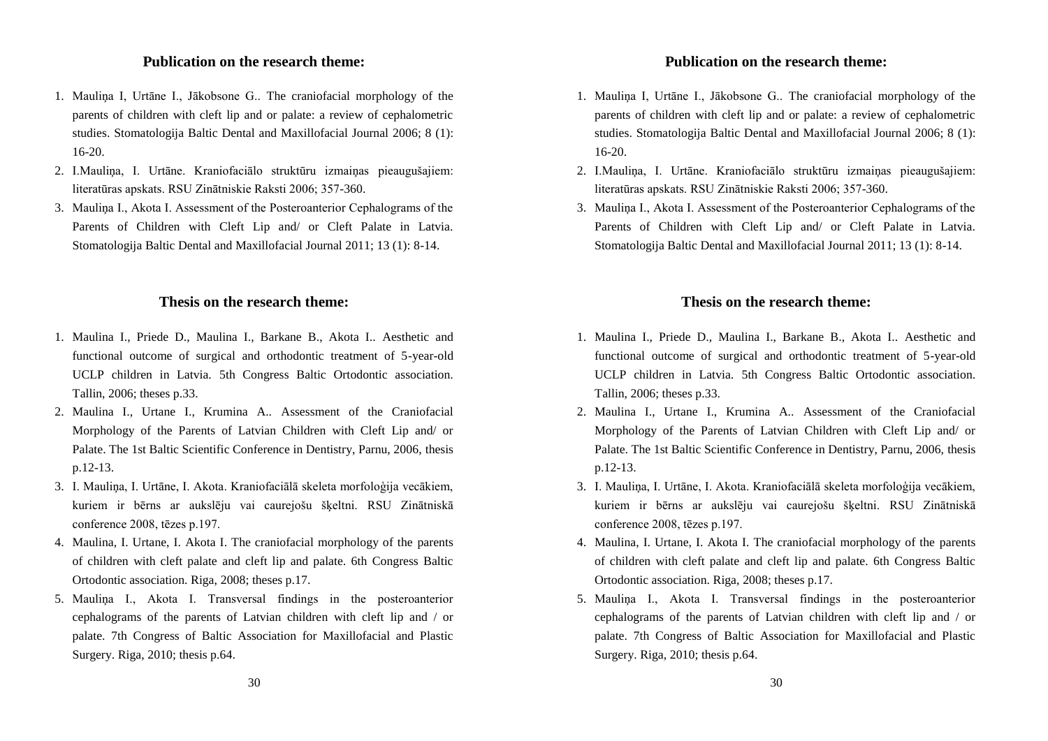## Publication on the research theme:

1. Mauliņa I, Urtāne I., Jākobsone G.. The craniofacial morphology of the parents of children with cleft lip and or palate: a review of cephalometric studies. Stomatologija Baltic Dental and Maxillofacial Journal 2006; 8 (1): 16-20.
2. I.Mauliņa, I. Urtāne. Kraniofaciālo struktūru izmaiņas pieaugušajiem: literatūras apskats. RSU Zinātniskie Raksti 2006; 357-360.
3. Mauliņa I., Akota I. Assessment of the Posteroanterior Cephalograms of the Parents of Children with Cleft Lip and/ or Cleft Palate in Latvia. Stomatologija Baltic Dental and Maxillofacial Journal 2011; 13 (1): 8-14.

## Thesis on the research theme:

1. Maulina I., Priede D., Maulina I., Barkane B., Akota I.. Aesthetic and functional outcome of surgical and orthodontic treatment of 5-year-old UCLP children in Latvia. 5th Congress Baltic Ortodontic association. Tallin, 2006; theses p.33.
2. Maulina I., Urtane I., Krumina A.. Assessment of the Craniofacial Morphology of the Parents of Latvian Children with Cleft Lip and/ or Palate. The 1st Baltic Scientific Conference in Dentistry, Parnu, 2006, thesis p.12-13.
3. I. Mauliņa, I. Urtāne, I. Akota. Kraniofaciālā skeleta morfoloģija vecākiem, kuriem ir bērns ar auksléju vai caurejošu šķeltni. RSU Zinātniskā conference 2008, tēzes p.197.
4. Maulina, I. Urtane, I. Akota I. The craniofacial morphology of the parents of children with cleft palate and cleft lip and palate. 6th Congress Baltic Ortodontic association. Riga, 2008; theses p.17.
5. Mauliņa I., Akota I. Transversal findings in the posteroanterior cephalograms of the parents of Latvian children with cleft lip and / or palate. 7th Congress of Baltic Association for Maxillofacial and Plastic Surgery. Riga, 2010; thesis p.64.